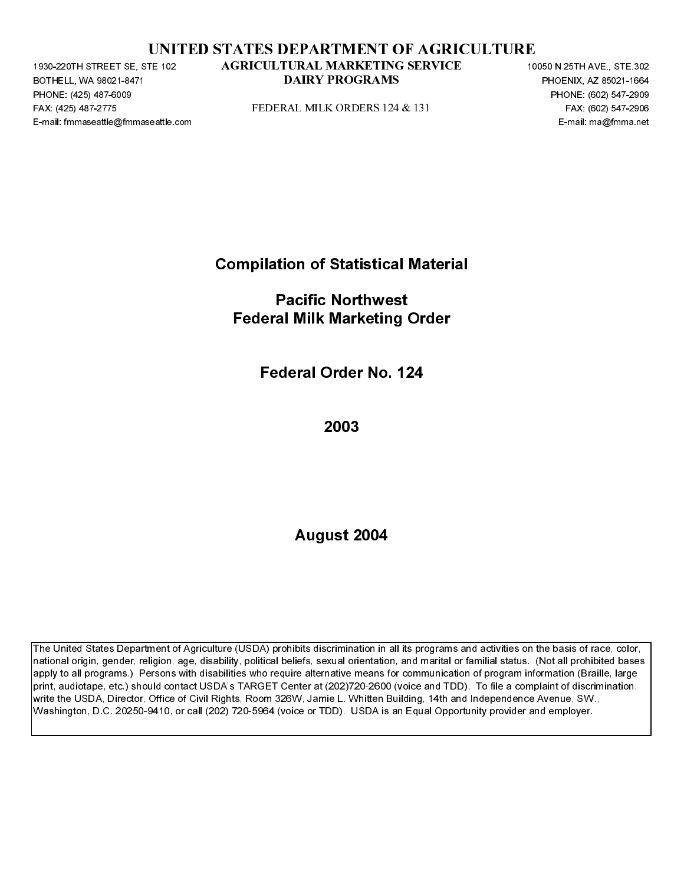# UNITED STATES DEPARTMENT OF AGRICULTURE

**AGRICULTURAL MARKETING SERVICE**
**DAIRY PROGRAMS**

FEDERAL MILK ORDERS 124 & 131

1930-220TH STREET SE, STE 102
BOTHELL, WA 98021-8471
PHONE: (425) 487-6009
FAX: (425) 487-2775
E-mail: fmmaseattle@fmmaseattle.com

10050 N 25TH AVE., STE.302
PHOENIX, AZ 85021-1664
PHONE: (602) 547-2909
FAX: (602) 547-2906
E-mail: ma@fmma.net

## Compilation of Statistical Material

## Pacific Northwest
## Federal Milk Marketing Order

## Federal Order No. 124

## 2003

## August 2004

The United States Department of Agriculture (USDA) prohibits discrimination in all its programs and activities on the basis of race, color, national origin, gender, religion, age, disability, political beliefs, sexual orientation, and marital or familial status. (Not all prohibited bases apply to all programs.) Persons with disabilities who require alternative means for communication of program information (Braille, large print, audiotape, etc.) should contact USDA's TARGET Center at (202)720-2600 (voice and TDD). To file a complaint of discrimination, write the USDA, Director, Office of Civil Rights, Room 326W, Jamie L. Whitten Building, 14th and Independence Avenue, SW., Washington, D.C. 20250-9410, or call (202) 720-5964 (voice or TDD). USDA is an Equal Opportunity provider and employer.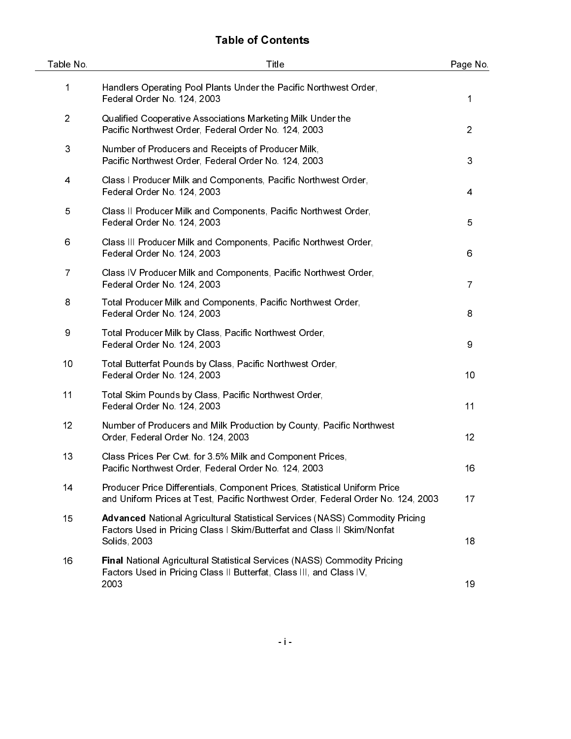# Table of Contents

| Table No. | Title | Page No. |
| --- | --- | --- |
| 1 | Handlers Operating Pool Plants Under the Pacific Northwest Order, Federal Order No. 124, 2003 | 1 |
| 2 | Qualified Cooperative Associations Marketing Milk Under the Pacific Northwest Order, Federal Order No. 124, 2003 | 2 |
| 3 | Number of Producers and Receipts of Producer Milk, Pacific Northwest Order, Federal Order No. 124, 2003 | 3 |
| 4 | Class I Producer Milk and Components, Pacific Northwest Order, Federal Order No. 124, 2003 | 4 |
| 5 | Class II Producer Milk and Components, Pacific Northwest Order, Federal Order No. 124, 2003 | 5 |
| 6 | Class III Producer Milk and Components, Pacific Northwest Order, Federal Order No. 124, 2003 | 6 |
| 7 | Class IV Producer Milk and Components, Pacific Northwest Order, Federal Order No. 124, 2003 | 7 |
| 8 | Total Producer Milk and Components, Pacific Northwest Order, Federal Order No. 124, 2003 | 8 |
| 9 | Total Producer Milk by Class, Pacific Northwest Order, Federal Order No. 124, 2003 | 9 |
| 10 | Total Butterfat Pounds by Class, Pacific Northwest Order, Federal Order No. 124, 2003 | 10 |
| 11 | Total Skim Pounds by Class, Pacific Northwest Order, Federal Order No. 124, 2003 | 11 |
| 12 | Number of Producers and Milk Production by County, Pacific Northwest Order, Federal Order No. 124, 2003 | 12 |
| 13 | Class Prices Per Cwt. for 3.5% Milk and Component Prices, Pacific Northwest Order, Federal Order No. 124, 2003 | 16 |
| 14 | Producer Price Differentials, Component Prices, Statistical Uniform Price and Uniform Prices at Test, Pacific Northwest Order, Federal Order No. 124, 2003 | 17 |
| 15 | **Advanced** National Agricultural Statistical Services (NASS) Commodity Pricing Factors Used in Pricing Class I Skim/Butterfat and Class II Skim/Nonfat Solids, 2003 | 18 |
| 16 | **Final** National Agricultural Statistical Services (NASS) Commodity Pricing Factors Used in Pricing Class II Butterfat, Class III, and Class IV, 2003 | 19 |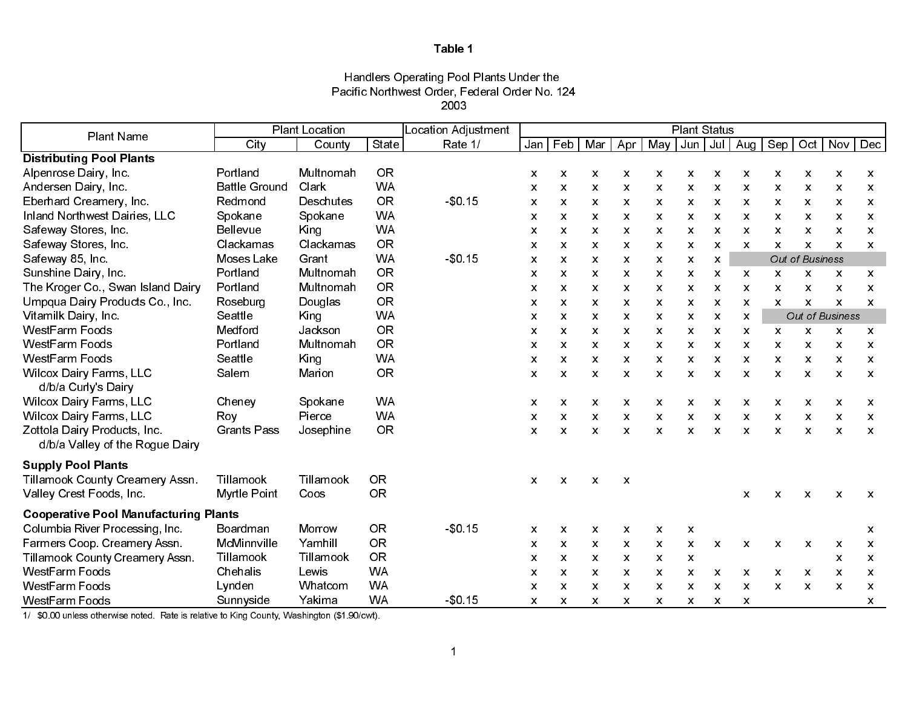# Table 1

Handlers Operating Pool Plants Under the
Pacific Northwest Order, Federal Order No. 124
2003

| Plant Name | Plant Location | | | Location Adjustment | Plant Status | | | | | | | | | | | |
|---|---|---|---|---|---|---|---|---|---|---|---|---|---|---|---|---|
| | City | County | State | Rate 1/ | Jan | Feb | Mar | Apr | May | Jun | Jul | Aug | Sep | Oct | Nov | Dec |
| **Distributing Pool Plants** | | | | | | | | | | | | | | | | |
| Alpenrose Dairy, Inc. | Portland | Multnomah | OR | | x | x | x | x | x | x | x | x | x | x | x | x |
| Andersen Dairy, Inc. | Battle Ground | Clark | WA | | x | x | x | x | x | x | x | x | x | x | x | x |
| Eberhard Creamery, Inc. | Redmond | Deschutes | OR | -$0.15 | x | x | x | x | x | x | x | x | x | x | x | x |
| Inland Northwest Dairies, LLC | Spokane | Spokane | WA | | x | x | x | x | x | x | x | x | x | x | x | x |
| Safeway Stores, Inc. | Bellevue | King | WA | | x | x | x | x | x | x | x | x | x | x | x | x |
| Safeway Stores, Inc. | Clackamas | Clackamas | OR | | x | x | x | x | x | x | x | x | x | x | x | x |
| Safeway 85, Inc. | Moses Lake | Grant | WA | -$0.15 | x | x | x | x | x | x | x | *Out of Business* | | | | |
| Sunshine Dairy, Inc. | Portland | Multnomah | OR | | x | x | x | x | x | x | x | x | x | x | x | x |
| The Kroger Co., Swan Island Dairy | Portland | Multnomah | OR | | x | x | x | x | x | x | x | x | x | x | x | x |
| Umpqua Dairy Products Co., Inc. | Roseburg | Douglas | OR | | x | x | x | x | x | x | x | x | x | x | x | x |
| Vitamilk Dairy, Inc. | Seattle | King | WA | | x | x | x | x | x | x | x | x | *Out of Business* | | | |
| WestFarm Foods | Medford | Jackson | OR | | x | x | x | x | x | x | x | x | x | x | x | x |
| WestFarm Foods | Portland | Multnomah | OR | | x | x | x | x | x | x | x | x | x | x | x | x |
| WestFarm Foods | Seattle | King | WA | | x | x | x | x | x | x | x | x | x | x | x | x |
| Wilcox Dairy Farms, LLC d/b/a Curly's Dairy | Salem | Marion | OR | | x | x | x | x | x | x | x | x | x | x | x | x |
| Wilcox Dairy Farms, LLC | Cheney | Spokane | WA | | x | x | x | x | x | x | x | x | x | x | x | x |
| Wilcox Dairy Farms, LLC | Roy | Pierce | WA | | x | x | x | x | x | x | x | x | x | x | x | x |
| Zottola Dairy Products, Inc. d/b/a Valley of the Rogue Dairy | Grants Pass | Josephine | OR | | x | x | x | x | x | x | x | x | x | x | x | x |
| **Supply Pool Plants** | | | | | | | | | | | | | | | | |
| Tillamook County Creamery Assn. | Tillamook | Tillamook | OR | | x | x | x | x | | | | | | | | |
| Valley Crest Foods, Inc. | Myrtle Point | Coos | OR | | | | | | | | | x | x | x | x | x |
| **Cooperative Pool Manufacturing Plants** | | | | | | | | | | | | | | | | |
| Columbia River Processing, Inc. | Boardman | Morrow | OR | -$0.15 | x | x | x | x | x | x | | | | | | x |
| Farmers Coop. Creamery Assn. | McMinnville | Yamhill | OR | | x | x | x | x | x | x | x | x | x | x | x | x |
| Tillamook County Creamery Assn. | Tillamook | Tillamook | OR | | x | x | x | x | x | x | | | | | x | x |
| WestFarm Foods | Chehalis | Lewis | WA | | x | x | x | x | x | x | x | x | x | x | x | x |
| WestFarm Foods | Lynden | Whatcom | WA | | x | x | x | x | x | x | x | x | x | x | x | x |
| WestFarm Foods | Sunnyside | Yakima | WA | -$0.15 | x | x | x | x | x | x | x | x | | | | x |

1/ $0.00 unless otherwise noted. Rate is relative to King County, Washington ($1.90/cwt).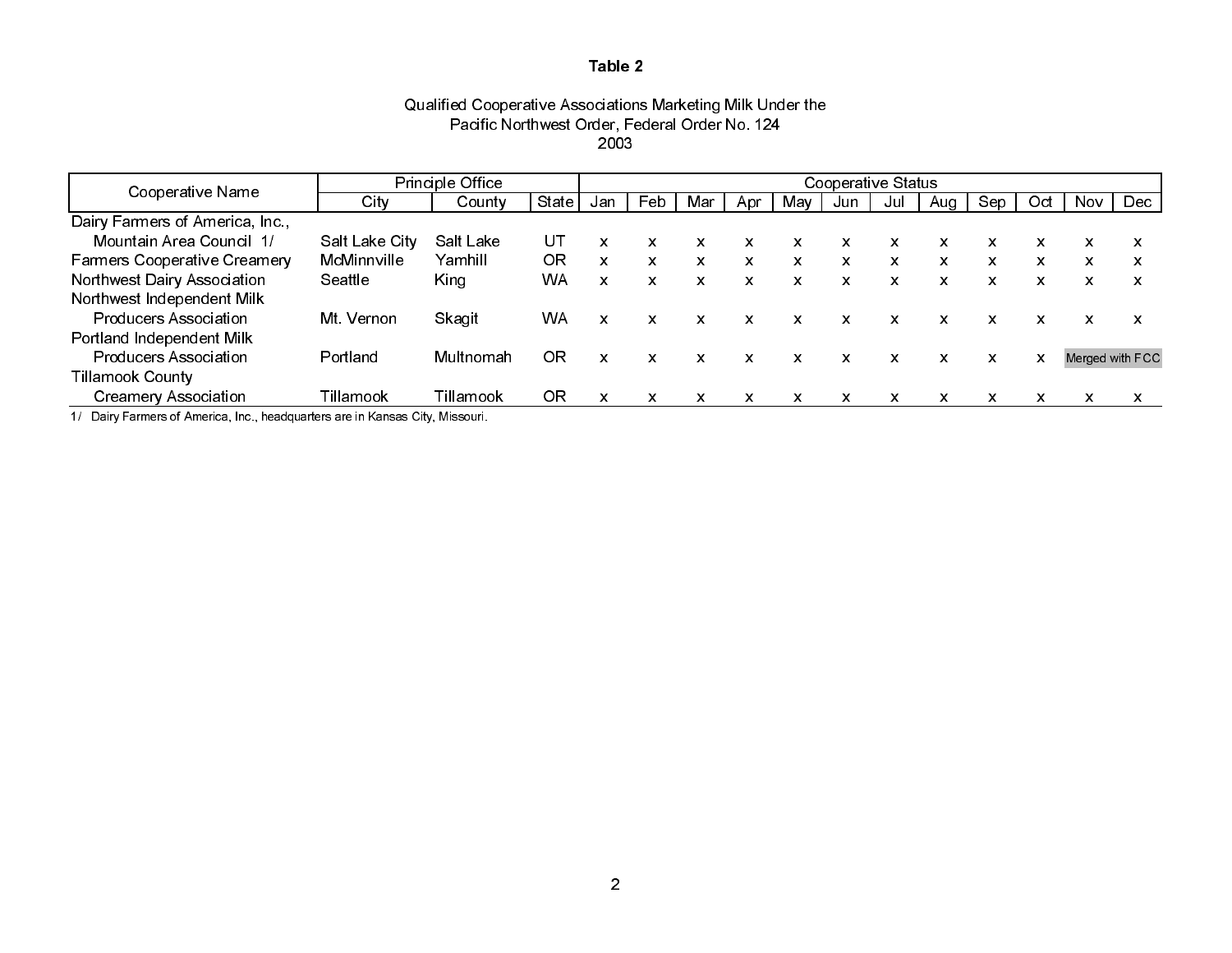**Table 2**

Qualified Cooperative Associations Marketing Milk Under the
Pacific Northwest Order, Federal Order No. 124
2003

| Cooperative Name | Principle Office | | | Cooperative Status | | | | | | | | | | | |
|---|---|---|---|---|---|---|---|---|---|---|---|---|---|---|---|
| | City | County | State | Jan | Feb | Mar | Apr | May | Jun | Jul | Aug | Sep | Oct | Nov | Dec |
| Dairy Farmers of America, Inc., Mountain Area Council 1/ | Salt Lake City | Salt Lake | UT | x | x | x | x | x | x | x | x | x | x | x | x |
| Farmers Cooperative Creamery | McMinnville | Yamhill | OR | x | x | x | x | x | x | x | x | x | x | x | x |
| Northwest Dairy Association | Seattle | King | WA | x | x | x | x | x | x | x | x | x | x | x | x |
| Northwest Independent Milk Producers Association | Mt. Vernon | Skagit | WA | x | x | x | x | x | x | x | x | x | x | x | x |
| Portland Independent Milk Producers Association | Portland | Multnomah | OR | x | x | x | x | x | x | x | x | x | x | Merged with FCC | |
| Tillamook County Creamery Association | Tillamook | Tillamook | OR | x | x | x | x | x | x | x | x | x | x | x | x |

1/ Dairy Farmers of America, Inc., headquarters are in Kansas City, Missouri.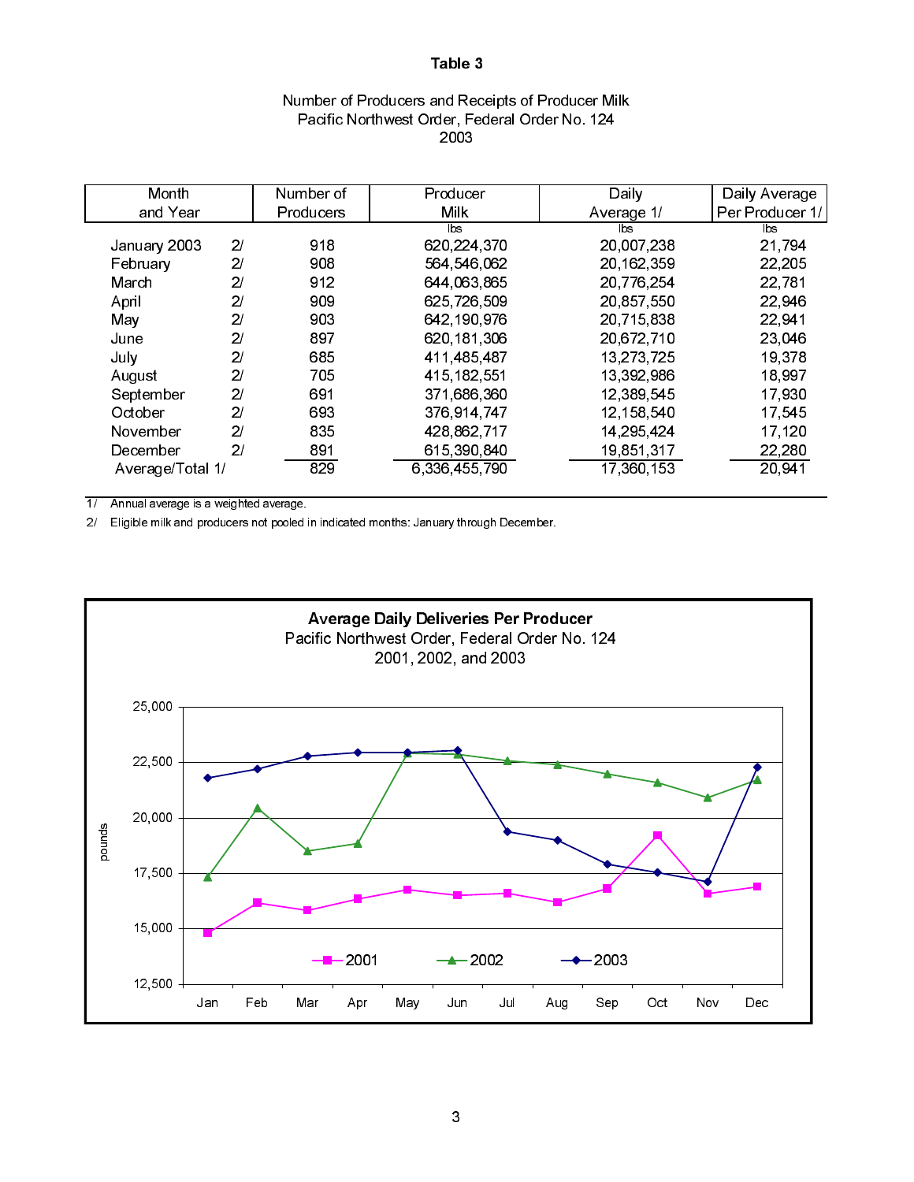# Table 3

Number of Producers and Receipts of Producer Milk
Pacific Northwest Order, Federal Order No. 124
2003

| Month and Year | | Number of Producers | Producer Milk | Daily Average 1/ | Daily Average Per Producer 1/ |
|---|---|---|---|---|---|
| | | | lbs | lbs | lbs |
| January 2003 | 2/ | 918 | 620,224,370 | 20,007,238 | 21,794 |
| February | 2/ | 908 | 564,546,062 | 20,162,359 | 22,205 |
| March | 2/ | 912 | 644,063,865 | 20,776,254 | 22,781 |
| April | 2/ | 909 | 625,726,509 | 20,857,550 | 22,946 |
| May | 2/ | 903 | 642,190,976 | 20,715,838 | 22,941 |
| June | 2/ | 897 | 620,181,306 | 20,672,710 | 23,046 |
| July | 2/ | 685 | 411,485,487 | 13,273,725 | 19,378 |
| August | 2/ | 705 | 415,182,551 | 13,392,986 | 18,997 |
| September | 2/ | 691 | 371,686,360 | 12,389,545 | 17,930 |
| October | 2/ | 693 | 376,914,747 | 12,158,540 | 17,545 |
| November | 2/ | 835 | 428,862,717 | 14,295,424 | 17,120 |
| December | 2/ | 891 | 615,390,840 | 19,851,317 | 22,280 |
| Average/Total 1/ | | 829 | 6,336,455,790 | 17,360,153 | 20,941 |

1/ Annual average is a weighted average.

2/ Eligible milk and producers not pooled in indicated months: January through December.

**Average Daily Deliveries Per Producer**
Pacific Northwest Order, Federal Order No. 124
2001, 2002, and 2003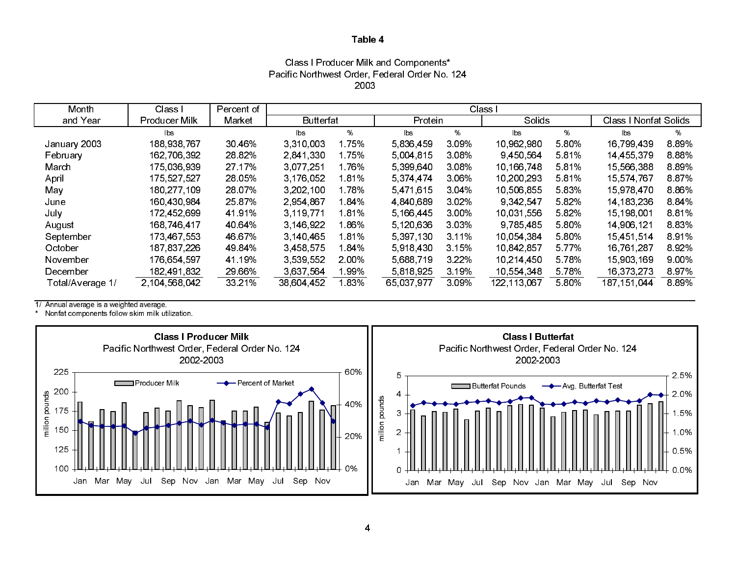# Table 4

## Class I Producer Milk and Components*
## Pacific Northwest Order, Federal Order No. 124
## 2003

| Month and Year | Class I Producer Milk | Percent of Market | Class I Butterfat | | Class I Protein | | Class I Solids | | Class I Nonfat Solids | |
|---|---|---|---|---|---|---|---|---|---|---|
| | lbs | | lbs | % | lbs | % | lbs | % | lbs | % |
| January 2003 | 188,938,767 | 30.46% | 3,310,003 | 1.75% | 5,836,459 | 3.09% | 10,962,980 | 5.80% | 16,799,439 | 8.89% |
| February | 162,706,392 | 28.82% | 2,841,330 | 1.75% | 5,004,815 | 3.08% | 9,450,564 | 5.81% | 14,455,379 | 8.88% |
| March | 175,036,939 | 27.17% | 3,077,251 | 1.76% | 5,399,640 | 3.08% | 10,166,748 | 5.81% | 15,566,388 | 8.89% |
| April | 175,527,527 | 28.05% | 3,176,052 | 1.81% | 5,374,474 | 3.06% | 10,200,293 | 5.81% | 15,574,767 | 8.87% |
| May | 180,277,109 | 28.07% | 3,202,100 | 1.78% | 5,471,615 | 3.04% | 10,506,855 | 5.83% | 15,978,470 | 8.86% |
| June | 160,430,984 | 25.87% | 2,954,867 | 1.84% | 4,840,689 | 3.02% | 9,342,547 | 5.82% | 14,183,236 | 8.84% |
| July | 172,452,699 | 41.91% | 3,119,771 | 1.81% | 5,166,445 | 3.00% | 10,031,556 | 5.82% | 15,198,001 | 8.81% |
| August | 168,746,417 | 40.64% | 3,146,922 | 1.86% | 5,120,636 | 3.03% | 9,785,485 | 5.80% | 14,906,121 | 8.83% |
| September | 173,467,553 | 46.67% | 3,140,465 | 1.81% | 5,397,130 | 3.11% | 10,054,384 | 5.80% | 15,451,514 | 8.91% |
| October | 187,837,226 | 49.84% | 3,458,575 | 1.84% | 5,918,430 | 3.15% | 10,842,857 | 5.77% | 16,761,287 | 8.92% |
| November | 176,654,597 | 41.19% | 3,539,552 | 2.00% | 5,688,719 | 3.22% | 10,214,450 | 5.78% | 15,903,169 | 9.00% |
| December | 182,491,832 | 29.66% | 3,637,564 | 1.99% | 5,818,925 | 3.19% | 10,554,348 | 5.78% | 16,373,273 | 8.97% |
| Total/Average 1/ | 2,104,568,042 | 33.21% | 38,604,452 | 1.83% | 65,037,977 | 3.09% | 122,113,067 | 5.80% | 187,151,044 | 8.89% |

1/ Annual average is a weighted average.
* Nonfat components follow skim milk utilization.

**Class I Producer Milk**
Pacific Northwest Order, Federal Order No. 124
2002-2003

**Class I Butterfat**
Pacific Northwest Order, Federal Order No. 124
2002-2003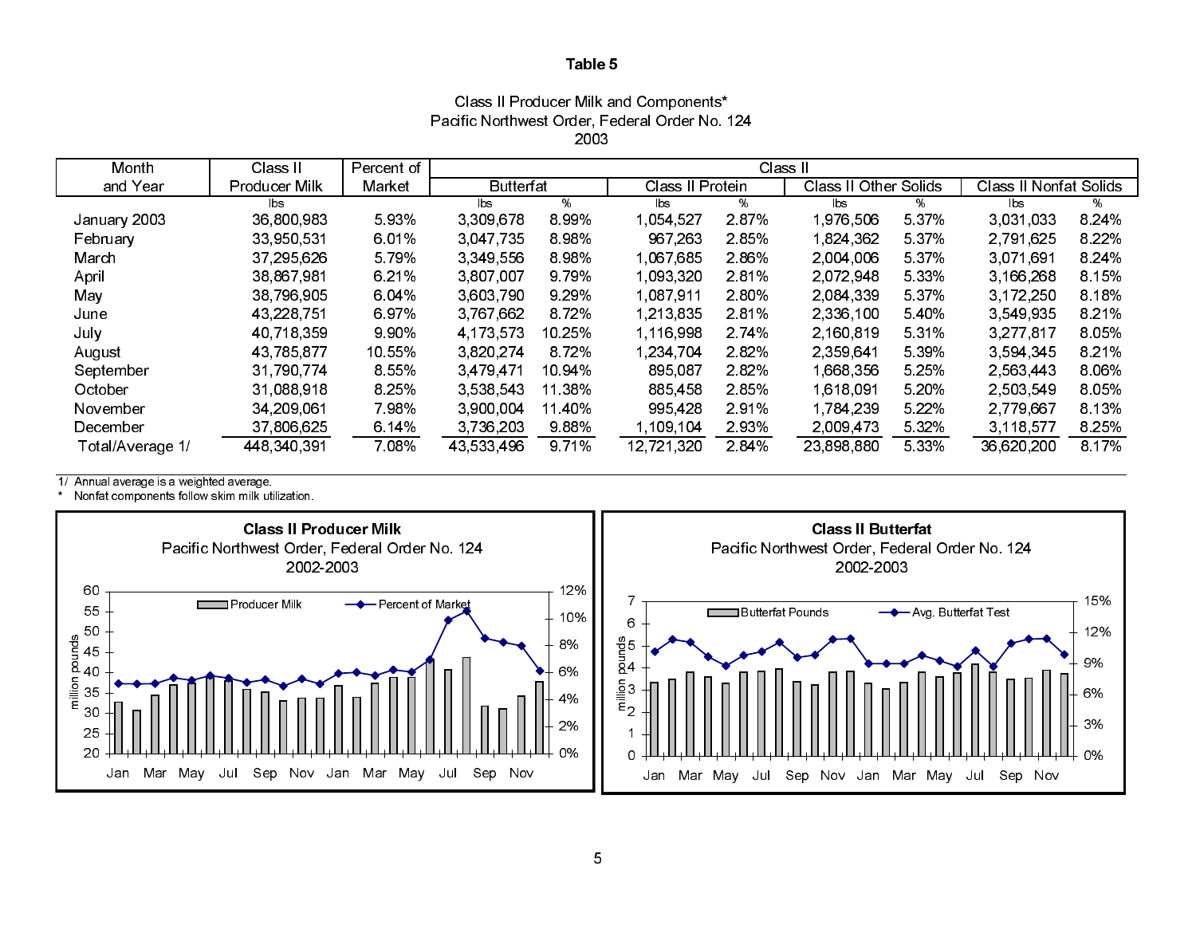# Table 5

Class II Producer Milk and Components*
Pacific Northwest Order, Federal Order No. 124
2003

| Month and Year | Class II Producer Milk | Percent of Market | Class II Butterfat | | Class II Protein | | Class II Other Solids | | Class II Nonfat Solids | |
|---|---|---|---|---|---|---|---|---|---|---|
| | lbs | | lbs | % | lbs | % | lbs | % | lbs | % |
| January 2003 | 36,800,983 | 5.93% | 3,309,678 | 8.99% | 1,054,527 | 2.87% | 1,976,506 | 5.37% | 3,031,033 | 8.24% |
| February | 33,950,531 | 6.01% | 3,047,735 | 8.98% | 967,263 | 2.85% | 1,824,362 | 5.37% | 2,791,625 | 8.22% |
| March | 37,295,626 | 5.79% | 3,349,556 | 8.98% | 1,067,685 | 2.86% | 2,004,006 | 5.37% | 3,071,691 | 8.24% |
| April | 38,867,981 | 6.21% | 3,807,007 | 9.79% | 1,093,320 | 2.81% | 2,072,948 | 5.33% | 3,166,268 | 8.15% |
| May | 38,796,905 | 6.04% | 3,603,790 | 9.29% | 1,087,911 | 2.80% | 2,084,339 | 5.37% | 3,172,250 | 8.18% |
| June | 43,228,751 | 6.97% | 3,767,662 | 8.72% | 1,213,835 | 2.81% | 2,336,100 | 5.40% | 3,549,935 | 8.21% |
| July | 40,718,359 | 9.90% | 4,173,573 | 10.25% | 1,116,998 | 2.74% | 2,160,819 | 5.31% | 3,277,817 | 8.05% |
| August | 43,785,877 | 10.55% | 3,820,274 | 8.72% | 1,234,704 | 2.82% | 2,359,641 | 5.39% | 3,594,345 | 8.21% |
| September | 31,790,774 | 8.55% | 3,479,471 | 10.94% | 895,087 | 2.82% | 1,668,356 | 5.25% | 2,563,443 | 8.06% |
| October | 31,088,918 | 8.25% | 3,538,543 | 11.38% | 885,458 | 2.85% | 1,618,091 | 5.20% | 2,503,549 | 8.05% |
| November | 34,209,061 | 7.98% | 3,900,004 | 11.40% | 995,428 | 2.91% | 1,784,239 | 5.22% | 2,779,667 | 8.13% |
| December | 37,806,625 | 6.14% | 3,736,203 | 9.88% | 1,109,104 | 2.93% | 2,009,473 | 5.32% | 3,118,577 | 8.25% |
| Total/Average 1/ | 448,340,391 | 7.08% | 43,533,496 | 9.71% | 12,721,320 | 2.84% | 23,898,880 | 5.33% | 36,620,200 | 8.17% |

1/ Annual average is a weighted average.
* Nonfat components follow skim milk utilization.

**Class II Producer Milk**
Pacific Northwest Order, Federal Order No. 124
2002-2003

**Class II Butterfat**
Pacific Northwest Order, Federal Order No. 124
2002-2003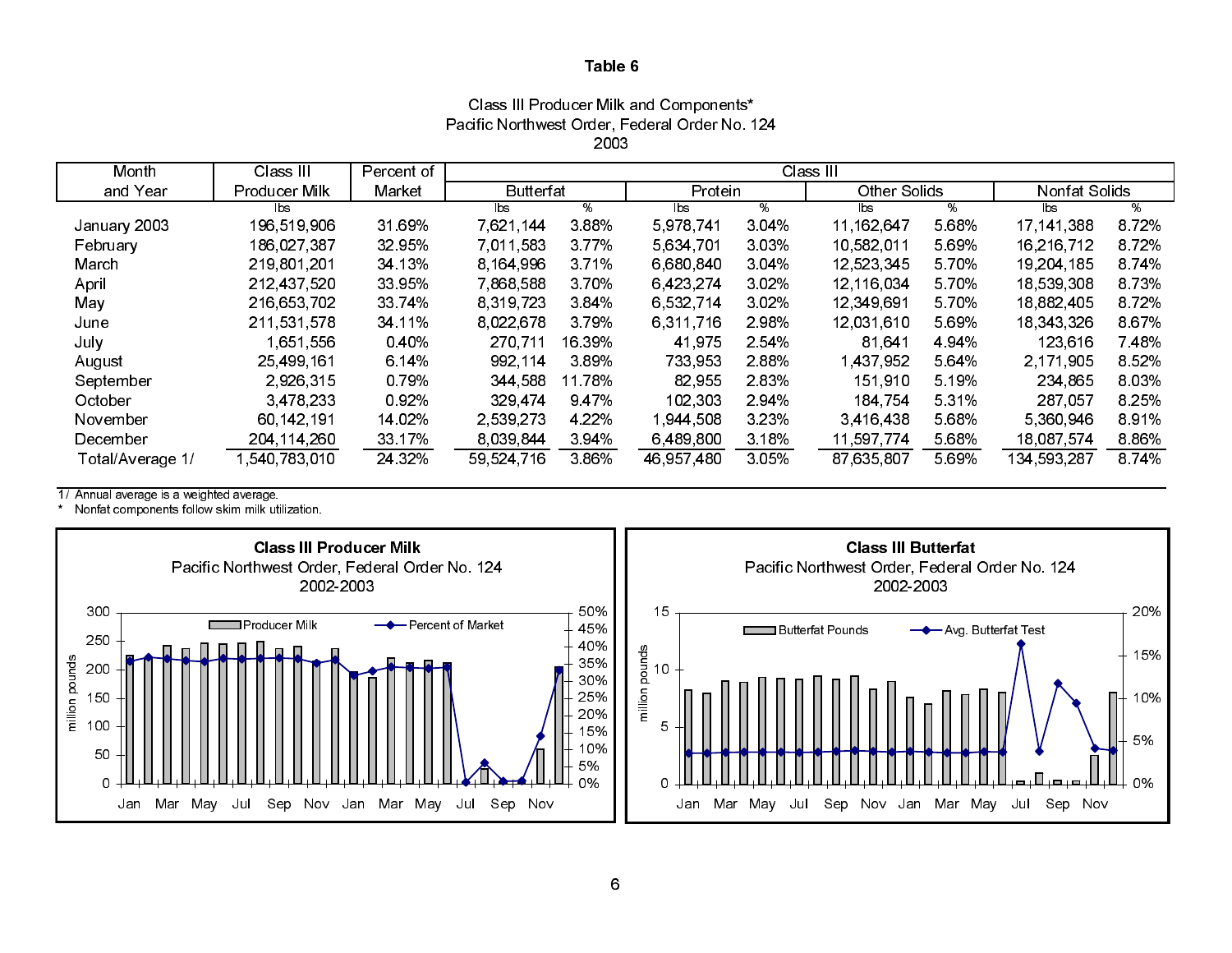# Table 6

Class III Producer Milk and Components*
Pacific Northwest Order, Federal Order No. 124
2003

| Month and Year | Class III Producer Milk | Percent of Market | Class III Butterfat | | Class III Protein | | Class III Other Solids | | Class III Nonfat Solids | |
|---|---|---|---|---|---|---|---|---|---|---|
| | lbs | | lbs | % | lbs | % | lbs | % | lbs | % |
| January 2003 | 196,519,906 | 31.69% | 7,621,144 | 3.88% | 5,978,741 | 3.04% | 11,162,647 | 5.68% | 17,141,388 | 8.72% |
| February | 186,027,387 | 32.95% | 7,011,583 | 3.77% | 5,634,701 | 3.03% | 10,582,011 | 5.69% | 16,216,712 | 8.72% |
| March | 219,801,201 | 34.13% | 8,164,996 | 3.71% | 6,680,840 | 3.04% | 12,523,345 | 5.70% | 19,204,185 | 8.74% |
| April | 212,437,520 | 33.95% | 7,868,588 | 3.70% | 6,423,274 | 3.02% | 12,116,034 | 5.70% | 18,539,308 | 8.73% |
| May | 216,653,702 | 33.74% | 8,319,723 | 3.84% | 6,532,714 | 3.02% | 12,349,691 | 5.70% | 18,882,405 | 8.72% |
| June | 211,531,578 | 34.11% | 8,022,678 | 3.79% | 6,311,716 | 2.98% | 12,031,610 | 5.69% | 18,343,326 | 8.67% |
| July | 1,651,556 | 0.40% | 270,711 | 16.39% | 41,975 | 2.54% | 81,641 | 4.94% | 123,616 | 7.48% |
| August | 25,499,161 | 6.14% | 992,114 | 3.89% | 733,953 | 2.88% | 1,437,952 | 5.64% | 2,171,905 | 8.52% |
| September | 2,926,315 | 0.79% | 344,588 | 11.78% | 82,955 | 2.83% | 151,910 | 5.19% | 234,865 | 8.03% |
| October | 3,478,233 | 0.92% | 329,474 | 9.47% | 102,303 | 2.94% | 184,754 | 5.31% | 287,057 | 8.25% |
| November | 60,142,191 | 14.02% | 2,539,273 | 4.22% | 1,944,508 | 3.23% | 3,416,438 | 5.68% | 5,360,946 | 8.91% |
| December | 204,114,260 | 33.17% | 8,039,844 | 3.94% | 6,489,800 | 3.18% | 11,597,774 | 5.68% | 18,087,574 | 8.86% |
| Total/Average 1/ | 1,540,783,010 | 24.32% | 59,524,716 | 3.86% | 46,957,480 | 3.05% | 87,635,807 | 5.69% | 134,593,287 | 8.74% |

1/ Annual average is a weighted average.
\* Nonfat components follow skim milk utilization.

**Class III Producer Milk**
Pacific Northwest Order, Federal Order No. 124
2002-2003

**Class III Butterfat**
Pacific Northwest Order, Federal Order No. 124
2002-2003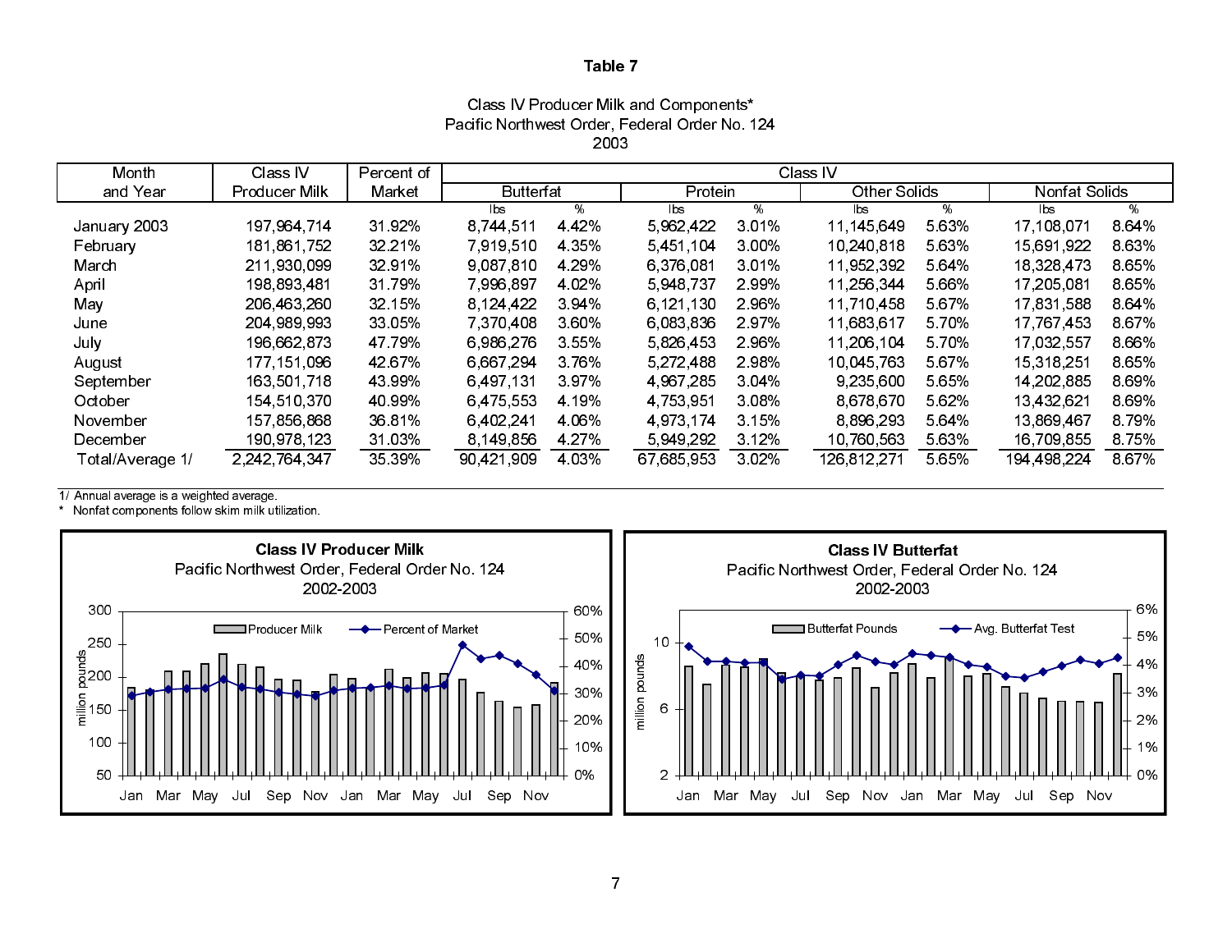# Table 7

### Class IV Producer Milk and Components*
### Pacific Northwest Order, Federal Order No. 124
### 2003

| Month and Year | Class IV Producer Milk | Percent of Market | Butterfat lbs | Butterfat % | Protein lbs | Protein % | Other Solids lbs | Other Solids % | Nonfat Solids lbs | Nonfat Solids % |
|---|---|---|---|---|---|---|---|---|---|---|
| January 2003 | 197,964,714 | 31.92% | 8,744,511 | 4.42% | 5,962,422 | 3.01% | 11,145,649 | 5.63% | 17,108,071 | 8.64% |
| February | 181,861,752 | 32.21% | 7,919,510 | 4.35% | 5,451,104 | 3.00% | 10,240,818 | 5.63% | 15,691,922 | 8.63% |
| March | 211,930,099 | 32.91% | 9,087,810 | 4.29% | 6,376,081 | 3.01% | 11,952,392 | 5.64% | 18,328,473 | 8.65% |
| April | 198,893,481 | 31.79% | 7,996,897 | 4.02% | 5,948,737 | 2.99% | 11,256,344 | 5.66% | 17,205,081 | 8.65% |
| May | 206,463,260 | 32.15% | 8,124,422 | 3.94% | 6,121,130 | 2.96% | 11,710,458 | 5.67% | 17,831,588 | 8.64% |
| June | 204,989,993 | 33.05% | 7,370,408 | 3.60% | 6,083,836 | 2.97% | 11,683,617 | 5.70% | 17,767,453 | 8.67% |
| July | 196,662,873 | 47.79% | 6,986,276 | 3.55% | 5,826,453 | 2.96% | 11,206,104 | 5.70% | 17,032,557 | 8.66% |
| August | 177,151,096 | 42.67% | 6,667,294 | 3.76% | 5,272,488 | 2.98% | 10,045,763 | 5.67% | 15,318,251 | 8.65% |
| September | 163,501,718 | 43.99% | 6,497,131 | 3.97% | 4,967,285 | 3.04% | 9,235,600 | 5.65% | 14,202,885 | 8.69% |
| October | 154,510,370 | 40.99% | 6,475,553 | 4.19% | 4,753,951 | 3.08% | 8,678,670 | 5.62% | 13,432,621 | 8.69% |
| November | 157,856,868 | 36.81% | 6,402,241 | 4.06% | 4,973,174 | 3.15% | 8,896,293 | 5.64% | 13,869,467 | 8.79% |
| December | 190,978,123 | 31.03% | 8,149,856 | 4.27% | 5,949,292 | 3.12% | 10,760,563 | 5.63% | 16,709,855 | 8.75% |
| Total/Average 1/ | 2,242,764,347 | 35.39% | 90,421,909 | 4.03% | 67,685,953 | 3.02% | 126,812,271 | 5.65% | 194,498,224 | 8.67% |

1/ Annual average is a weighted average.
\* Nonfat components follow skim milk utilization.

**Class IV Producer Milk**
Pacific Northwest Order, Federal Order No. 124
2002-2003

**Class IV Butterfat**
Pacific Northwest Order, Federal Order No. 124
2002-2003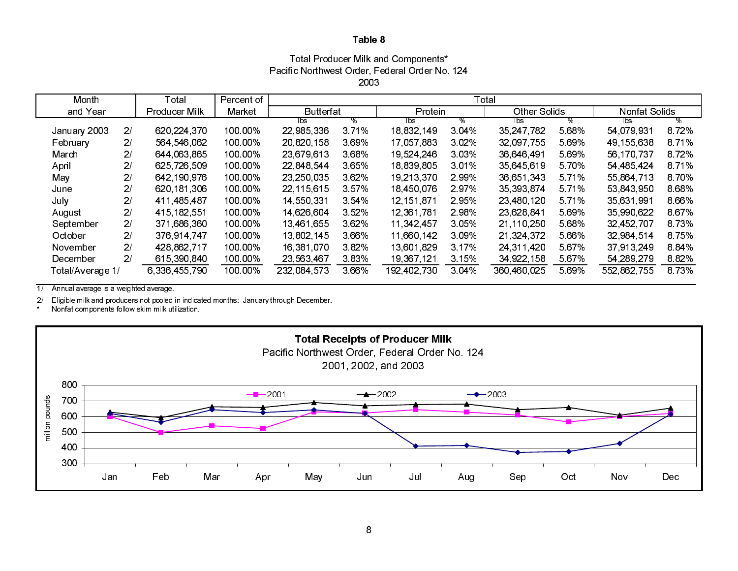# Table 8

Total Producer Milk and Components*
Pacific Northwest Order, Federal Order No. 124
2003

| Month and Year | | Total Producer Milk | Percent of Market | Total | | | | | | | |
|---|---|---|---|---|---|---|---|---|---|---|---|
| | | | | Butterfat | | Protein | | Other Solids | | Nonfat Solids | |
| | | | | lbs | % | lbs | % | lbs | % | lbs | % |
| January 2003 | 2/ | 620,224,370 | 100.00% | 22,985,336 | 3.71% | 18,832,149 | 3.04% | 35,247,782 | 5.68% | 54,079,931 | 8.72% |
| February | 2/ | 564,546,062 | 100.00% | 20,820,158 | 3.69% | 17,057,883 | 3.02% | 32,097,755 | 5.69% | 49,155,638 | 8.71% |
| March | 2/ | 644,063,865 | 100.00% | 23,679,613 | 3.68% | 19,524,246 | 3.03% | 36,646,491 | 5.69% | 56,170,737 | 8.72% |
| April | 2/ | 625,726,509 | 100.00% | 22,848,544 | 3.65% | 18,839,805 | 3.01% | 35,645,619 | 5.70% | 54,485,424 | 8.71% |
| May | 2/ | 642,190,976 | 100.00% | 23,250,035 | 3.62% | 19,213,370 | 2.99% | 36,651,343 | 5.71% | 55,864,713 | 8.70% |
| June | 2/ | 620,181,306 | 100.00% | 22,115,615 | 3.57% | 18,450,076 | 2.97% | 35,393,874 | 5.71% | 53,843,950 | 8.68% |
| July | 2/ | 411,485,487 | 100.00% | 14,550,331 | 3.54% | 12,151,871 | 2.95% | 23,480,120 | 5.71% | 35,631,991 | 8.66% |
| August | 2/ | 415,182,551 | 100.00% | 14,626,604 | 3.52% | 12,361,781 | 2.98% | 23,628,841 | 5.69% | 35,990,622 | 8.67% |
| September | 2/ | 371,686,360 | 100.00% | 13,461,655 | 3.62% | 11,342,457 | 3.05% | 21,110,250 | 5.68% | 32,452,707 | 8.73% |
| October | 2/ | 376,914,747 | 100.00% | 13,802,145 | 3.66% | 11,660,142 | 3.09% | 21,324,372 | 5.66% | 32,984,514 | 8.75% |
| November | 2/ | 428,862,717 | 100.00% | 16,381,070 | 3.82% | 13,601,829 | 3.17% | 24,311,420 | 5.67% | 37,913,249 | 8.84% |
| December | 2/ | 615,390,840 | 100.00% | 23,563,467 | 3.83% | 19,367,121 | 3.15% | 34,922,158 | 5.67% | 54,289,279 | 8.82% |
| Total/Average 1/ | | 6,336,455,790 | 100.00% | 232,084,573 | 3.66% | 192,402,730 | 3.04% | 360,460,025 | 5.69% | 552,862,755 | 8.73% |

1/ Annual average is a weighted average.

2/ Eligible milk and producers not pooled in indicated months: January through December.

\* Nonfat components follow skim milk utilization.

**Total Receipts of Producer Milk**
Pacific Northwest Order, Federal Order No. 124
2001, 2002, and 2003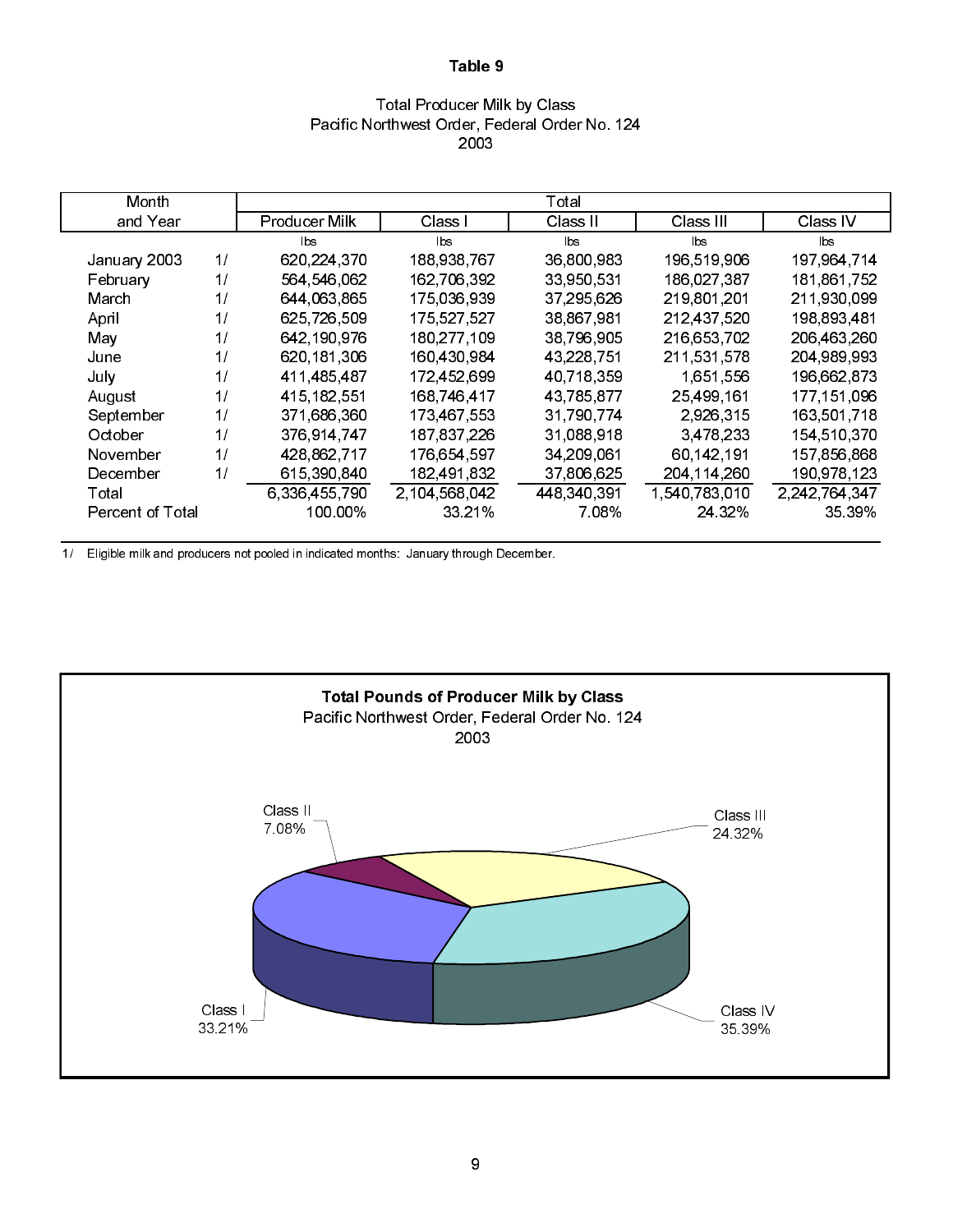# Table 9

Total Producer Milk by Class
Pacific Northwest Order, Federal Order No. 124
2003

| Month and Year | | Total Producer Milk | Class I | Class II | Class III | Class IV |
|---|---|---|---|---|---|---|
| | | lbs | lbs | lbs | lbs | lbs |
| January 2003 | 1/ | 620,224,370 | 188,938,767 | 36,800,983 | 196,519,906 | 197,964,714 |
| February | 1/ | 564,546,062 | 162,706,392 | 33,950,531 | 186,027,387 | 181,861,752 |
| March | 1/ | 644,063,865 | 175,036,939 | 37,295,626 | 219,801,201 | 211,930,099 |
| April | 1/ | 625,726,509 | 175,527,527 | 38,867,981 | 212,437,520 | 198,893,481 |
| May | 1/ | 642,190,976 | 180,277,109 | 38,796,905 | 216,653,702 | 206,463,260 |
| June | 1/ | 620,181,306 | 160,430,984 | 43,228,751 | 211,531,578 | 204,989,993 |
| July | 1/ | 411,485,487 | 172,452,699 | 40,718,359 | 1,651,556 | 196,662,873 |
| August | 1/ | 415,182,551 | 168,746,417 | 43,785,877 | 25,499,161 | 177,151,096 |
| September | 1/ | 371,686,360 | 173,467,553 | 31,790,774 | 2,926,315 | 163,501,718 |
| October | 1/ | 376,914,747 | 187,837,226 | 31,088,918 | 3,478,233 | 154,510,370 |
| November | 1/ | 428,862,717 | 176,654,597 | 34,209,061 | 60,142,191 | 157,856,868 |
| December | 1/ | 615,390,840 | 182,491,832 | 37,806,625 | 204,114,260 | 190,978,123 |
| Total | | 6,336,455,790 | 2,104,568,042 | 448,340,391 | 1,540,783,010 | 2,242,764,347 |
| Percent of Total | | 100.00% | 33.21% | 7.08% | 24.32% | 35.39% |

1/ Eligible milk and producers not pooled in indicated months: January through December.

**Total Pounds of Producer Milk by Class**
Pacific Northwest Order, Federal Order No. 124
2003

Class I 33.21%; Class II 7.08%; Class III 24.32%; Class IV 35.39%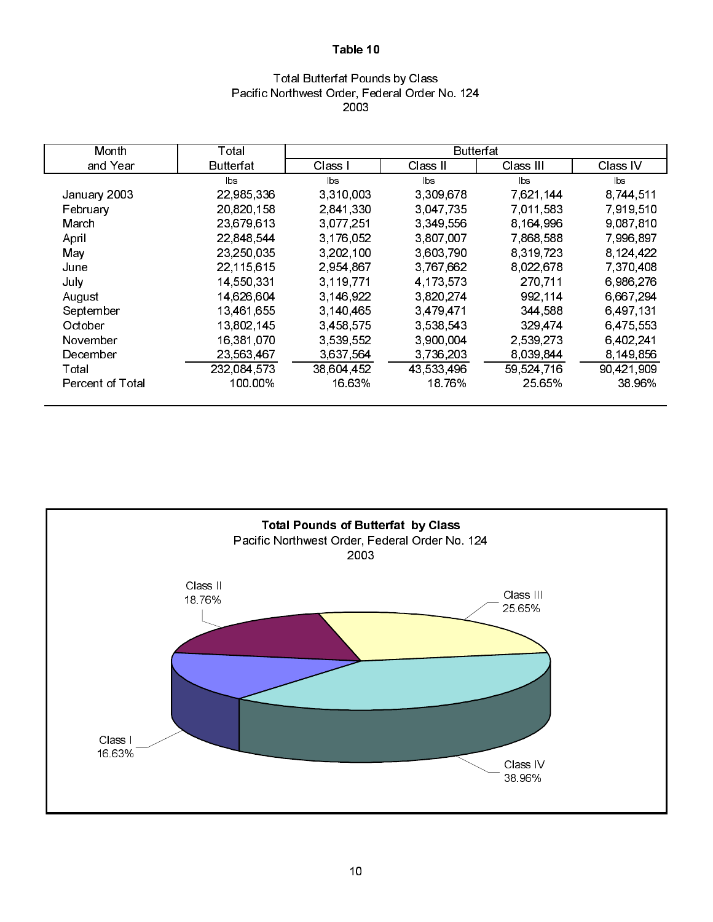**Table 10**

Total Butterfat Pounds by Class
Pacific Northwest Order, Federal Order No. 124
2003

| Month and Year | Total Butterfat | Butterfat | | | |
|---|---|---|---|---|---|
| | | Class I | Class II | Class III | Class IV |
| | lbs | lbs | lbs | lbs | lbs |
| January 2003 | 22,985,336 | 3,310,003 | 3,309,678 | 7,621,144 | 8,744,511 |
| February | 20,820,158 | 2,841,330 | 3,047,735 | 7,011,583 | 7,919,510 |
| March | 23,679,613 | 3,077,251 | 3,349,556 | 8,164,996 | 9,087,810 |
| April | 22,848,544 | 3,176,052 | 3,807,007 | 7,868,588 | 7,996,897 |
| May | 23,250,035 | 3,202,100 | 3,603,790 | 8,319,723 | 8,124,422 |
| June | 22,115,615 | 2,954,867 | 3,767,662 | 8,022,678 | 7,370,408 |
| July | 14,550,331 | 3,119,771 | 4,173,573 | 270,711 | 6,986,276 |
| August | 14,626,604 | 3,146,922 | 3,820,274 | 992,114 | 6,667,294 |
| September | 13,461,655 | 3,140,465 | 3,479,471 | 344,588 | 6,497,131 |
| October | 13,802,145 | 3,458,575 | 3,538,543 | 329,474 | 6,475,553 |
| November | 16,381,070 | 3,539,552 | 3,900,004 | 2,539,273 | 6,402,241 |
| December | 23,563,467 | 3,637,564 | 3,736,203 | 8,039,844 | 8,149,856 |
| Total | 232,084,573 | 38,604,452 | 43,533,496 | 59,524,716 | 90,421,909 |
| Percent of Total | 100.00% | 16.63% | 18.76% | 25.65% | 38.96% |

**Total Pounds of Butterfat by Class**
Pacific Northwest Order, Federal Order No. 124
2003

| Class | Percent |
|---|---|
| Class I | 16.63% |
| Class II | 18.76% |
| Class III | 25.65% |
| Class IV | 38.96% |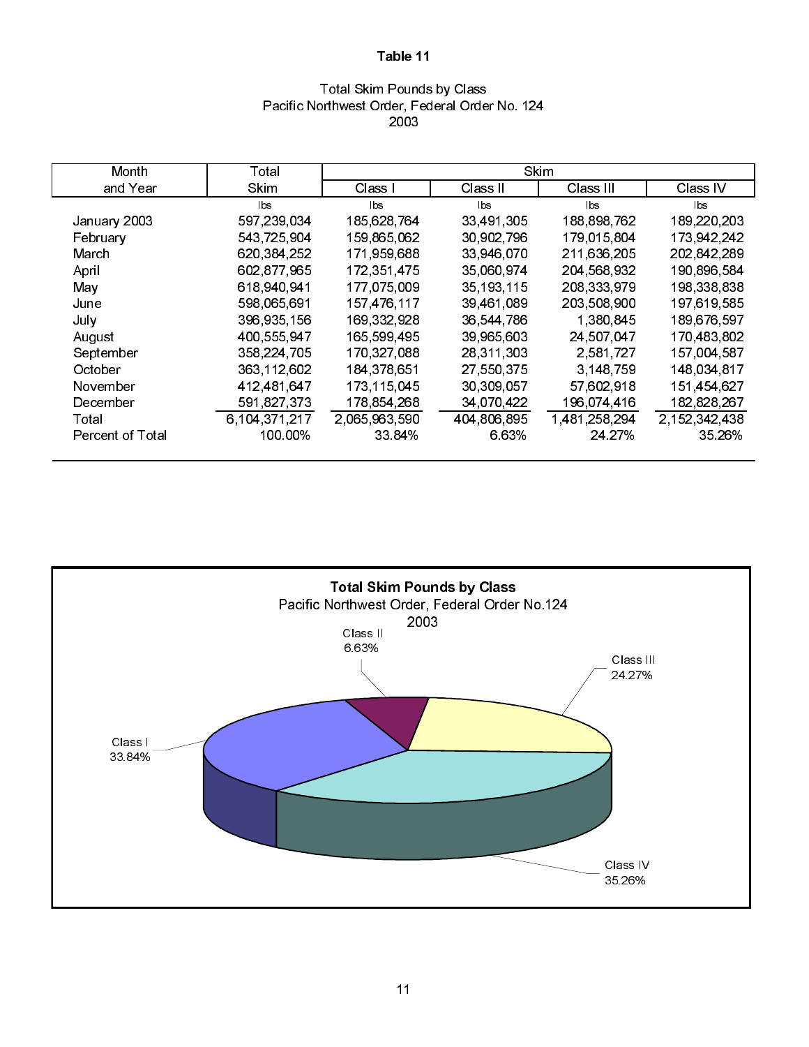# Table 11

Total Skim Pounds by Class
Pacific Northwest Order, Federal Order No. 124
2003

| Month and Year | Total Skim | Skim | | | |
|---|---|---|---|---|---|
| | | Class I | Class II | Class III | Class IV |
| | lbs | lbs | lbs | lbs | lbs |
| January 2003 | 597,239,034 | 185,628,764 | 33,491,305 | 188,898,762 | 189,220,203 |
| February | 543,725,904 | 159,865,062 | 30,902,796 | 179,015,804 | 173,942,242 |
| March | 620,384,252 | 171,959,688 | 33,946,070 | 211,636,205 | 202,842,289 |
| April | 602,877,965 | 172,351,475 | 35,060,974 | 204,568,932 | 190,896,584 |
| May | 618,940,941 | 177,075,009 | 35,193,115 | 208,333,979 | 198,338,838 |
| June | 598,065,691 | 157,476,117 | 39,461,089 | 203,508,900 | 197,619,585 |
| July | 396,935,156 | 169,332,928 | 36,544,786 | 1,380,845 | 189,676,597 |
| August | 400,555,947 | 165,599,495 | 39,965,603 | 24,507,047 | 170,483,802 |
| September | 358,224,705 | 170,327,088 | 28,311,303 | 2,581,727 | 157,004,587 |
| October | 363,112,602 | 184,378,651 | 27,550,375 | 3,148,759 | 148,034,817 |
| November | 412,481,647 | 173,115,045 | 30,309,057 | 57,602,918 | 151,454,627 |
| December | 591,827,373 | 178,854,268 | 34,070,422 | 196,074,416 | 182,828,267 |
| Total | 6,104,371,217 | 2,065,963,590 | 404,806,895 | 1,481,258,294 | 2,152,342,438 |
| Percent of Total | 100.00% | 33.84% | 6.63% | 24.27% | 35.26% |

**Total Skim Pounds by Class**
Pacific Northwest Order, Federal Order No.124
2003

Class I 33.84%; Class II 6.63%; Class III 24.27%; Class IV 35.26%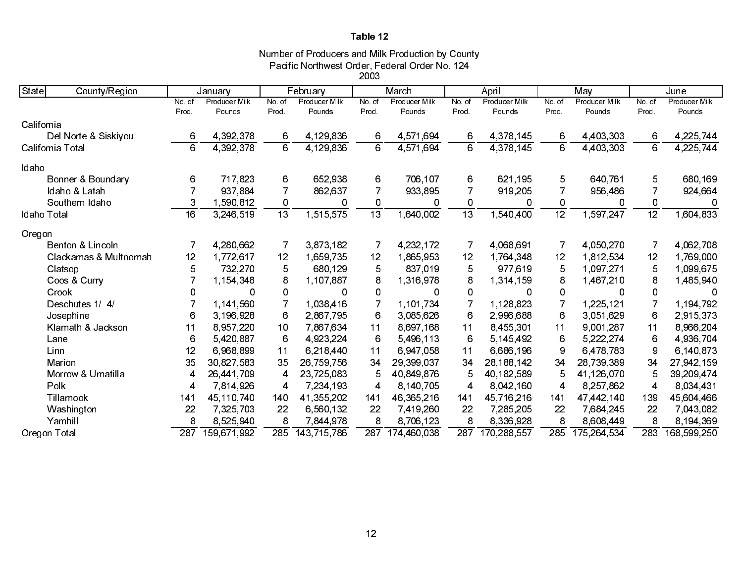**Table 12**

Number of Producers and Milk Production by County
Pacific Northwest Order, Federal Order No. 124
2003

| State | County/Region | January | | February | | March | | April | | May | | June | |
|---|---|---|---|---|---|---|---|---|---|---|---|---|---|
| | | No. of Prod. | Producer Milk Pounds | No. of Prod. | Producer Milk Pounds | No. of Prod. | Producer Milk Pounds | No. of Prod. | Producer Milk Pounds | No. of Prod. | Producer Milk Pounds | No. of Prod. | Producer Milk Pounds |
| California | | | | | | | | | | | | | |
| | Del Norte & Siskiyou | 6 | 4,392,378 | 6 | 4,129,836 | 6 | 4,571,694 | 6 | 4,378,145 | 6 | 4,403,303 | 6 | 4,225,744 |
| California Total | | 6 | 4,392,378 | 6 | 4,129,836 | 6 | 4,571,694 | 6 | 4,378,145 | 6 | 4,403,303 | 6 | 4,225,744 |
| Idaho | | | | | | | | | | | | | |
| | Bonner & Boundary | 6 | 717,823 | 6 | 652,938 | 6 | 706,107 | 6 | 621,195 | 5 | 640,761 | 5 | 680,169 |
| | Idaho & Latah | 7 | 937,884 | 7 | 862,637 | 7 | 933,895 | 7 | 919,205 | 7 | 956,486 | 7 | 924,664 |
| | Southern Idaho | 3 | 1,590,812 | 0 | 0 | 0 | 0 | 0 | 0 | 0 | 0 | 0 | 0 |
| Idaho Total | | 16 | 3,246,519 | 13 | 1,515,575 | 13 | 1,640,002 | 13 | 1,540,400 | 12 | 1,597,247 | 12 | 1,604,833 |
| Oregon | | | | | | | | | | | | | |
| | Benton & Lincoln | 7 | 4,280,662 | 7 | 3,873,182 | 7 | 4,232,172 | 7 | 4,068,691 | 7 | 4,050,270 | 7 | 4,062,708 |
| | Clackamas & Multnomah | 12 | 1,772,617 | 12 | 1,659,735 | 12 | 1,865,953 | 12 | 1,764,348 | 12 | 1,812,534 | 12 | 1,769,000 |
| | Clatsop | 5 | 732,270 | 5 | 680,129 | 5 | 837,019 | 5 | 977,619 | 5 | 1,097,271 | 5 | 1,099,675 |
| | Coos & Curry | 7 | 1,154,348 | 8 | 1,107,887 | 8 | 1,316,978 | 8 | 1,314,159 | 8 | 1,467,210 | 8 | 1,485,940 |
| | Crook | 0 | 0 | 0 | 0 | 0 | 0 | 0 | 0 | 0 | 0 | 0 | 0 |
| | Deschutes 1/ 4/ | 7 | 1,141,560 | 7 | 1,038,416 | 7 | 1,101,734 | 7 | 1,128,823 | 7 | 1,225,121 | 7 | 1,194,792 |
| | Josephine | 6 | 3,196,928 | 6 | 2,867,795 | 6 | 3,085,626 | 6 | 2,996,688 | 6 | 3,051,629 | 6 | 2,915,373 |
| | Klamath & Jackson | 11 | 8,957,220 | 10 | 7,867,634 | 11 | 8,697,168 | 11 | 8,455,301 | 11 | 9,001,287 | 11 | 8,966,204 |
| | Lane | 6 | 5,420,887 | 6 | 4,923,224 | 6 | 5,496,113 | 6 | 5,145,492 | 6 | 5,222,274 | 6 | 4,936,704 |
| | Linn | 12 | 6,968,899 | 11 | 6,218,440 | 11 | 6,947,058 | 11 | 6,686,196 | 9 | 6,478,783 | 9 | 6,140,873 |
| | Marion | 35 | 30,827,583 | 35 | 26,759,756 | 34 | 29,399,037 | 34 | 28,188,142 | 34 | 28,739,389 | 34 | 27,942,159 |
| | Morrow & Umatilla | 4 | 26,441,709 | 4 | 23,725,083 | 5 | 40,849,876 | 5 | 40,182,589 | 5 | 41,126,070 | 5 | 39,209,474 |
| | Polk | 4 | 7,814,926 | 4 | 7,234,193 | 4 | 8,140,705 | 4 | 8,042,160 | 4 | 8,257,862 | 4 | 8,034,431 |
| | Tillamook | 141 | 45,110,740 | 140 | 41,355,202 | 141 | 46,365,216 | 141 | 45,716,216 | 141 | 47,442,140 | 139 | 45,604,466 |
| | Washington | 22 | 7,325,703 | 22 | 6,560,132 | 22 | 7,419,260 | 22 | 7,285,205 | 22 | 7,684,245 | 22 | 7,043,082 |
| | Yamhill | 8 | 8,525,940 | 8 | 7,844,978 | 8 | 8,706,123 | 8 | 8,336,928 | 8 | 8,608,449 | 8 | 8,194,369 |
| Oregon Total | | 287 | 159,671,992 | 285 | 143,715,786 | 287 | 174,460,038 | 287 | 170,288,557 | 285 | 175,264,534 | 283 | 168,599,250 |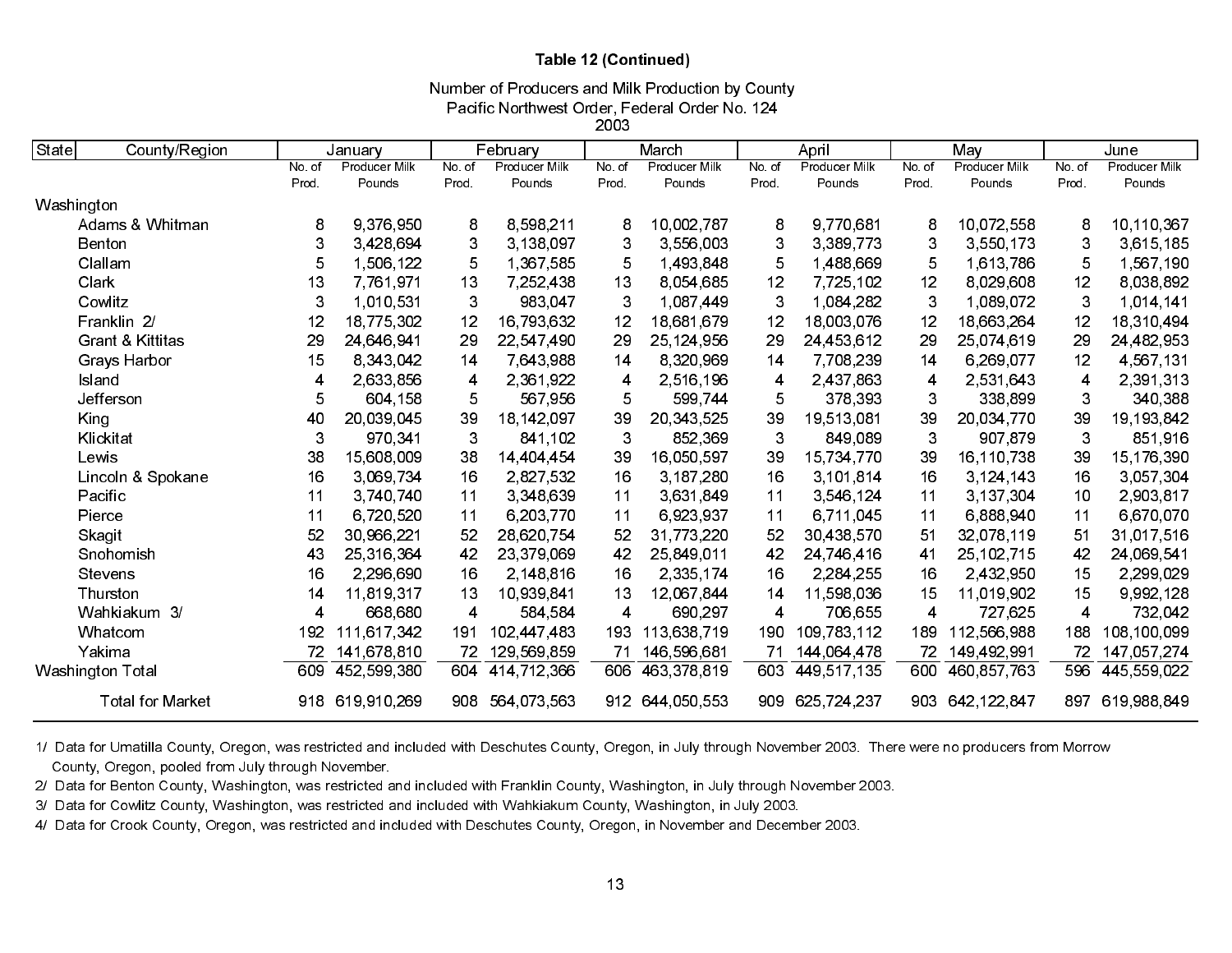**Table 12 (Continued)**

Number of Producers and Milk Production by County
Pacific Northwest Order, Federal Order No. 124
2003

| State | County/Region | January | | February | | March | | April | | May | | June | |
|---|---|---|---|---|---|---|---|---|---|---|---|---|---|
| | | No. of Prod. | Producer Milk Pounds | No. of Prod. | Producer Milk Pounds | No. of Prod. | Producer Milk Pounds | No. of Prod. | Producer Milk Pounds | No. of Prod. | Producer Milk Pounds | No. of Prod. | Producer Milk Pounds |
| Washington | | | | | | | | | | | | | |
| | Adams & Whitman | 8 | 9,376,950 | 8 | 8,598,211 | 8 | 10,002,787 | 8 | 9,770,681 | 8 | 10,072,558 | 8 | 10,110,367 |
| | Benton | 3 | 3,428,694 | 3 | 3,138,097 | 3 | 3,556,003 | 3 | 3,389,773 | 3 | 3,550,173 | 3 | 3,615,185 |
| | Clallam | 5 | 1,506,122 | 5 | 1,367,585 | 5 | 1,493,848 | 5 | 1,488,669 | 5 | 1,613,786 | 5 | 1,567,190 |
| | Clark | 13 | 7,761,971 | 13 | 7,252,438 | 13 | 8,054,685 | 12 | 7,725,102 | 12 | 8,029,608 | 12 | 8,038,892 |
| | Cowlitz | 3 | 1,010,531 | 3 | 983,047 | 3 | 1,087,449 | 3 | 1,084,282 | 3 | 1,089,072 | 3 | 1,014,141 |
| | Franklin 2/ | 12 | 18,775,302 | 12 | 16,793,632 | 12 | 18,681,679 | 12 | 18,003,076 | 12 | 18,663,264 | 12 | 18,310,494 |
| | Grant & Kittitas | 29 | 24,646,941 | 29 | 22,547,490 | 29 | 25,124,956 | 29 | 24,453,612 | 29 | 25,074,619 | 29 | 24,482,953 |
| | Grays Harbor | 15 | 8,343,042 | 14 | 7,643,988 | 14 | 8,320,969 | 14 | 7,708,239 | 14 | 6,269,077 | 12 | 4,567,131 |
| | Island | 4 | 2,633,856 | 4 | 2,361,922 | 4 | 2,516,196 | 4 | 2,437,863 | 4 | 2,531,643 | 4 | 2,391,313 |
| | Jefferson | 5 | 604,158 | 5 | 567,956 | 5 | 599,744 | 5 | 378,393 | 3 | 338,899 | 3 | 340,388 |
| | King | 40 | 20,039,045 | 39 | 18,142,097 | 39 | 20,343,525 | 39 | 19,513,081 | 39 | 20,034,770 | 39 | 19,193,842 |
| | Klickitat | 3 | 970,341 | 3 | 841,102 | 3 | 852,369 | 3 | 849,089 | 3 | 907,879 | 3 | 851,916 |
| | Lewis | 38 | 15,608,009 | 38 | 14,404,454 | 39 | 16,050,597 | 39 | 15,734,770 | 39 | 16,110,738 | 39 | 15,176,390 |
| | Lincoln & Spokane | 16 | 3,069,734 | 16 | 2,827,532 | 16 | 3,187,280 | 16 | 3,101,814 | 16 | 3,124,143 | 16 | 3,057,304 |
| | Pacific | 11 | 3,740,740 | 11 | 3,348,639 | 11 | 3,631,849 | 11 | 3,546,124 | 11 | 3,137,304 | 10 | 2,903,817 |
| | Pierce | 11 | 6,720,520 | 11 | 6,203,770 | 11 | 6,923,937 | 11 | 6,711,045 | 11 | 6,888,940 | 11 | 6,670,070 |
| | Skagit | 52 | 30,966,221 | 52 | 28,620,754 | 52 | 31,773,220 | 52 | 30,438,570 | 51 | 32,078,119 | 51 | 31,017,516 |
| | Snohomish | 43 | 25,316,364 | 42 | 23,379,069 | 42 | 25,849,011 | 42 | 24,746,416 | 41 | 25,102,715 | 42 | 24,069,541 |
| | Stevens | 16 | 2,296,690 | 16 | 2,148,816 | 16 | 2,335,174 | 16 | 2,284,255 | 16 | 2,432,950 | 15 | 2,299,029 |
| | Thurston | 14 | 11,819,317 | 13 | 10,939,841 | 13 | 12,067,844 | 14 | 11,598,036 | 15 | 11,019,902 | 15 | 9,992,128 |
| | Wahkiakum 3/ | 4 | 668,680 | 4 | 584,584 | 4 | 690,297 | 4 | 706,655 | 4 | 727,625 | 4 | 732,042 |
| | Whatcom | 192 | 111,617,342 | 191 | 102,447,483 | 193 | 113,638,719 | 190 | 109,783,112 | 189 | 112,566,988 | 188 | 108,100,099 |
| | Yakima | 72 | 141,678,810 | 72 | 129,569,859 | 71 | 146,596,681 | 71 | 144,064,478 | 72 | 149,492,991 | 72 | 147,057,274 |
| Washington Total | | 609 | 452,599,380 | 604 | 414,712,366 | 606 | 463,378,819 | 603 | 449,517,135 | 600 | 460,857,763 | 596 | 445,559,022 |
| | Total for Market | 918 | 619,910,269 | 908 | 564,073,563 | 912 | 644,050,553 | 909 | 625,724,237 | 903 | 642,122,847 | 897 | 619,988,849 |

1/ Data for Umatilla County, Oregon, was restricted and included with Deschutes County, Oregon, in July through November 2003. There were no producers from Morrow County, Oregon, pooled from July through November.

2/ Data for Benton County, Washington, was restricted and included with Franklin County, Washington, in July through November 2003.

3/ Data for Cowlitz County, Washington, was restricted and included with Wahkiakum County, Washington, in July 2003.

4/ Data for Crook County, Oregon, was restricted and included with Deschutes County, Oregon, in November and December 2003.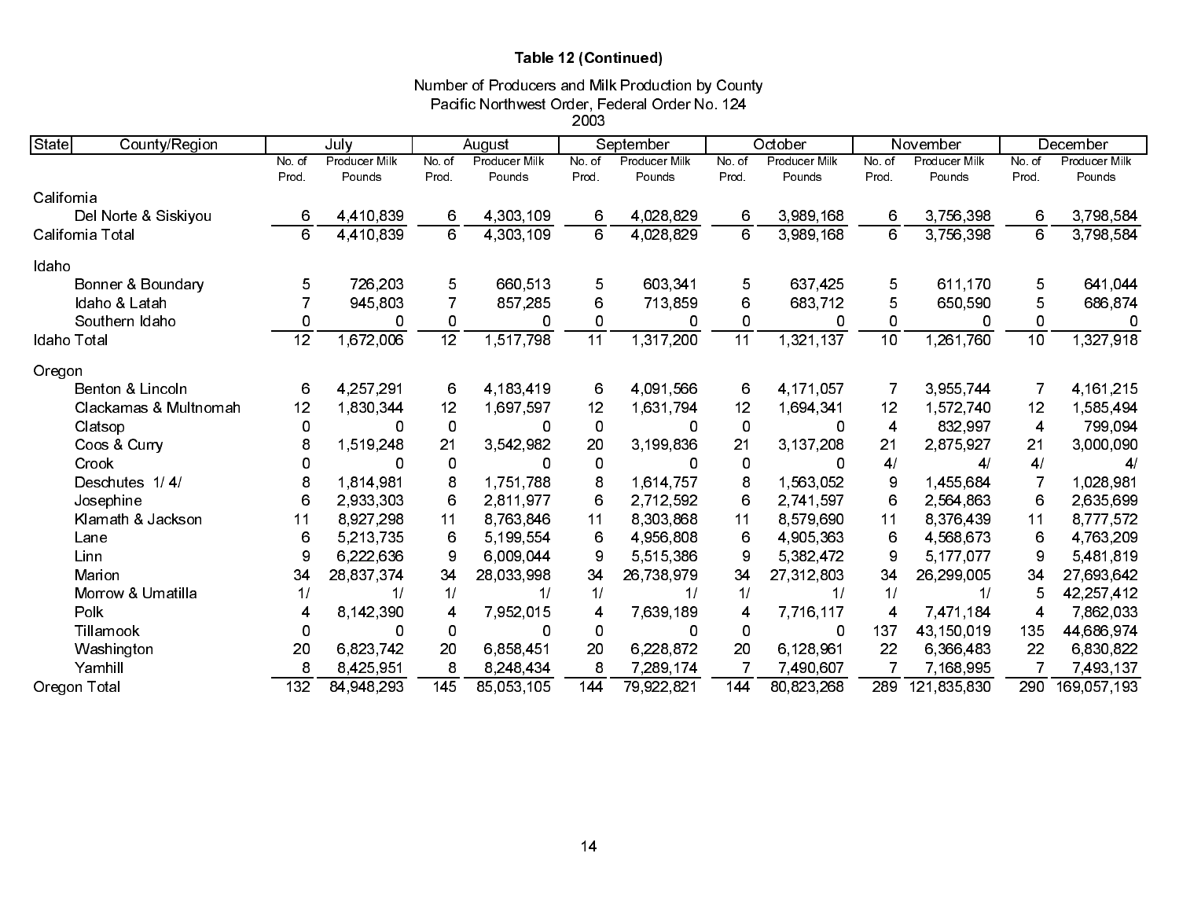**Table 12 (Continued)**

Number of Producers and Milk Production by County
Pacific Northwest Order, Federal Order No. 124
2003

| State | County/Region | July | | August | | September | | October | | November | | December | |
|---|---|---|---|---|---|---|---|---|---|---|---|---|---|
| | | No. of Prod. | Producer Milk Pounds | No. of Prod. | Producer Milk Pounds | No. of Prod. | Producer Milk Pounds | No. of Prod. | Producer Milk Pounds | No. of Prod. | Producer Milk Pounds | No. of Prod. | Producer Milk Pounds |
| California | | | | | | | | | | | | | |
| | Del Norte & Siskiyou | 6 | 4,410,839 | 6 | 4,303,109 | 6 | 4,028,829 | 6 | 3,989,168 | 6 | 3,756,398 | 6 | 3,798,584 |
| California Total | | 6 | 4,410,839 | 6 | 4,303,109 | 6 | 4,028,829 | 6 | 3,989,168 | 6 | 3,756,398 | 6 | 3,798,584 |
| Idaho | | | | | | | | | | | | | |
| | Bonner & Boundary | 5 | 726,203 | 5 | 660,513 | 5 | 603,341 | 5 | 637,425 | 5 | 611,170 | 5 | 641,044 |
| | Idaho & Latah | 7 | 945,803 | 7 | 857,285 | 6 | 713,859 | 6 | 683,712 | 5 | 650,590 | 5 | 686,874 |
| | Southern Idaho | 0 | 0 | 0 | 0 | 0 | 0 | 0 | 0 | 0 | 0 | 0 | 0 |
| Idaho Total | | 12 | 1,672,006 | 12 | 1,517,798 | 11 | 1,317,200 | 11 | 1,321,137 | 10 | 1,261,760 | 10 | 1,327,918 |
| Oregon | | | | | | | | | | | | | |
| | Benton & Lincoln | 6 | 4,257,291 | 6 | 4,183,419 | 6 | 4,091,566 | 6 | 4,171,057 | 7 | 3,955,744 | 7 | 4,161,215 |
| | Clackamas & Multnomah | 12 | 1,830,344 | 12 | 1,697,597 | 12 | 1,631,794 | 12 | 1,694,341 | 12 | 1,572,740 | 12 | 1,585,494 |
| | Clatsop | 0 | 0 | 0 | 0 | 0 | 0 | 0 | 0 | 4 | 832,997 | 4 | 799,094 |
| | Coos & Curry | 8 | 1,519,248 | 21 | 3,542,982 | 20 | 3,199,836 | 21 | 3,137,208 | 21 | 2,875,927 | 21 | 3,000,090 |
| | Crook | 0 | 0 | 0 | 0 | 0 | 0 | 0 | 0 | 4/ | 4/ | 4/ | 4/ |
| | Deschutes 1/ 4/ | 8 | 1,814,981 | 8 | 1,751,788 | 8 | 1,614,757 | 8 | 1,563,052 | 9 | 1,455,684 | 7 | 1,028,981 |
| | Josephine | 6 | 2,933,303 | 6 | 2,811,977 | 6 | 2,712,592 | 6 | 2,741,597 | 6 | 2,564,863 | 6 | 2,635,699 |
| | Klamath & Jackson | 11 | 8,927,298 | 11 | 8,763,846 | 11 | 8,303,868 | 11 | 8,579,690 | 11 | 8,376,439 | 11 | 8,777,572 |
| | Lane | 6 | 5,213,735 | 6 | 5,199,554 | 6 | 4,956,808 | 6 | 4,905,363 | 6 | 4,568,673 | 6 | 4,763,209 |
| | Linn | 9 | 6,222,636 | 9 | 6,009,044 | 9 | 5,515,386 | 9 | 5,382,472 | 9 | 5,177,077 | 9 | 5,481,819 |
| | Marion | 34 | 28,837,374 | 34 | 28,033,998 | 34 | 26,738,979 | 34 | 27,312,803 | 34 | 26,299,005 | 34 | 27,693,642 |
| | Morrow & Umatilla | 1/ | 1/ | 1/ | 1/ | 1/ | 1/ | 1/ | 1/ | 1/ | 1/ | 5 | 42,257,412 |
| | Polk | 4 | 8,142,390 | 4 | 7,952,015 | 4 | 7,639,189 | 4 | 7,716,117 | 4 | 7,471,184 | 4 | 7,862,033 |
| | Tillamook | 0 | 0 | 0 | 0 | 0 | 0 | 0 | 0 | 137 | 43,150,019 | 135 | 44,686,974 |
| | Washington | 20 | 6,823,742 | 20 | 6,858,451 | 20 | 6,228,872 | 20 | 6,128,961 | 22 | 6,366,483 | 22 | 6,830,822 |
| | Yamhill | 8 | 8,425,951 | 8 | 8,248,434 | 8 | 7,289,174 | 7 | 7,490,607 | 7 | 7,168,995 | 7 | 7,493,137 |
| Oregon Total | | 132 | 84,948,293 | 145 | 85,053,105 | 144 | 79,922,821 | 144 | 80,823,268 | 289 | 121,835,830 | 290 | 169,057,193 |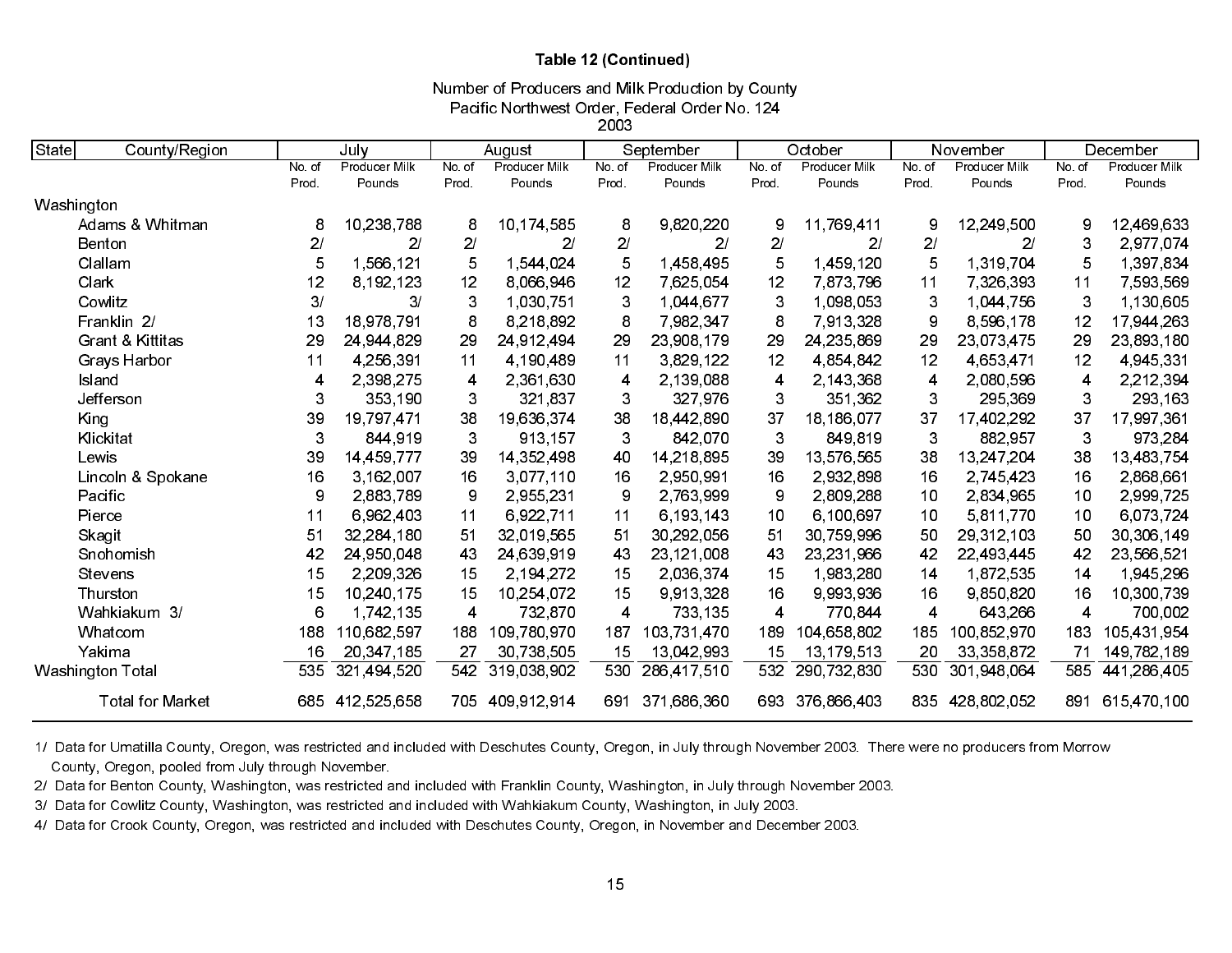**Table 12 (Continued)**

Number of Producers and Milk Production by County
Pacific Northwest Order, Federal Order No. 124
2003

| State | County/Region | July | | August | | September | | October | | November | | December | |
|---|---|---|---|---|---|---|---|---|---|---|---|---|---|
| | | No. of Prod. | Producer Milk Pounds | No. of Prod. | Producer Milk Pounds | No. of Prod. | Producer Milk Pounds | No. of Prod. | Producer Milk Pounds | No. of Prod. | Producer Milk Pounds | No. of Prod. | Producer Milk Pounds |
| Washington | | | | | | | | | | | | | |
| | Adams & Whitman | 8 | 10,238,788 | 8 | 10,174,585 | 8 | 9,820,220 | 9 | 11,769,411 | 9 | 12,249,500 | 9 | 12,469,633 |
| | Benton | 2/ | 2/ | 2/ | 2/ | 2/ | 2/ | 2/ | 2/ | 2/ | 2/ | 3 | 2,977,074 |
| | Clallam | 5 | 1,566,121 | 5 | 1,544,024 | 5 | 1,458,495 | 5 | 1,459,120 | 5 | 1,319,704 | 5 | 1,397,834 |
| | Clark | 12 | 8,192,123 | 12 | 8,066,946 | 12 | 7,625,054 | 12 | 7,873,796 | 11 | 7,326,393 | 11 | 7,593,569 |
| | Cowlitz | 3/ | 3/ | 3 | 1,030,751 | 3 | 1,044,677 | 3 | 1,098,053 | 3 | 1,044,756 | 3 | 1,130,605 |
| | Franklin 2/ | 13 | 18,978,791 | 8 | 8,218,892 | 8 | 7,982,347 | 8 | 7,913,328 | 9 | 8,596,178 | 12 | 17,944,263 |
| | Grant & Kittitas | 29 | 24,944,829 | 29 | 24,912,494 | 29 | 23,908,179 | 29 | 24,235,869 | 29 | 23,073,475 | 29 | 23,893,180 |
| | Grays Harbor | 11 | 4,256,391 | 11 | 4,190,489 | 11 | 3,829,122 | 12 | 4,854,842 | 12 | 4,653,471 | 12 | 4,945,331 |
| | Island | 4 | 2,398,275 | 4 | 2,361,630 | 4 | 2,139,088 | 4 | 2,143,368 | 4 | 2,080,596 | 4 | 2,212,394 |
| | Jefferson | 3 | 353,190 | 3 | 321,837 | 3 | 327,976 | 3 | 351,362 | 3 | 295,369 | 3 | 293,163 |
| | King | 39 | 19,797,471 | 38 | 19,636,374 | 38 | 18,442,890 | 37 | 18,186,077 | 37 | 17,402,292 | 37 | 17,997,361 |
| | Klickitat | 3 | 844,919 | 3 | 913,157 | 3 | 842,070 | 3 | 849,819 | 3 | 882,957 | 3 | 973,284 |
| | Lewis | 39 | 14,459,777 | 39 | 14,352,498 | 40 | 14,218,895 | 39 | 13,576,565 | 38 | 13,247,204 | 38 | 13,483,754 |
| | Lincoln & Spokane | 16 | 3,162,007 | 16 | 3,077,110 | 16 | 2,950,991 | 16 | 2,932,898 | 16 | 2,745,423 | 16 | 2,868,661 |
| | Pacific | 9 | 2,883,789 | 9 | 2,955,231 | 9 | 2,763,999 | 9 | 2,809,288 | 10 | 2,834,965 | 10 | 2,999,725 |
| | Pierce | 11 | 6,962,403 | 11 | 6,922,711 | 11 | 6,193,143 | 10 | 6,100,697 | 10 | 5,811,770 | 10 | 6,073,724 |
| | Skagit | 51 | 32,284,180 | 51 | 32,019,565 | 51 | 30,292,056 | 51 | 30,759,996 | 50 | 29,312,103 | 50 | 30,306,149 |
| | Snohomish | 42 | 24,950,048 | 43 | 24,639,919 | 43 | 23,121,008 | 43 | 23,231,966 | 42 | 22,493,445 | 42 | 23,566,521 |
| | Stevens | 15 | 2,209,326 | 15 | 2,194,272 | 15 | 2,036,374 | 15 | 1,983,280 | 14 | 1,872,535 | 14 | 1,945,296 |
| | Thurston | 15 | 10,240,175 | 15 | 10,254,072 | 15 | 9,913,328 | 16 | 9,993,936 | 16 | 9,850,820 | 16 | 10,300,739 |
| | Wahkiakum 3/ | 6 | 1,742,135 | 4 | 732,870 | 4 | 733,135 | 4 | 770,844 | 4 | 643,266 | 4 | 700,002 |
| | Whatcom | 188 | 110,682,597 | 188 | 109,780,970 | 187 | 103,731,470 | 189 | 104,658,802 | 185 | 100,852,970 | 183 | 105,431,954 |
| | Yakima | 16 | 20,347,185 | 27 | 30,738,505 | 15 | 13,042,993 | 15 | 13,179,513 | 20 | 33,358,872 | 71 | 149,782,189 |
| Washington Total | | 535 | 321,494,520 | 542 | 319,038,902 | 530 | 286,417,510 | 532 | 290,732,830 | 530 | 301,948,064 | 585 | 441,286,405 |
| | Total for Market | 685 | 412,525,658 | 705 | 409,912,914 | 691 | 371,686,360 | 693 | 376,866,403 | 835 | 428,802,052 | 891 | 615,470,100 |

1/ Data for Umatilla County, Oregon, was restricted and included with Deschutes County, Oregon, in July through November 2003. There were no producers from Morrow County, Oregon, pooled from July through November.

2/ Data for Benton County, Washington, was restricted and included with Franklin County, Washington, in July through November 2003.

3/ Data for Cowlitz County, Washington, was restricted and included with Wahkiakum County, Washington, in July 2003.

4/ Data for Crook County, Oregon, was restricted and included with Deschutes County, Oregon, in November and December 2003.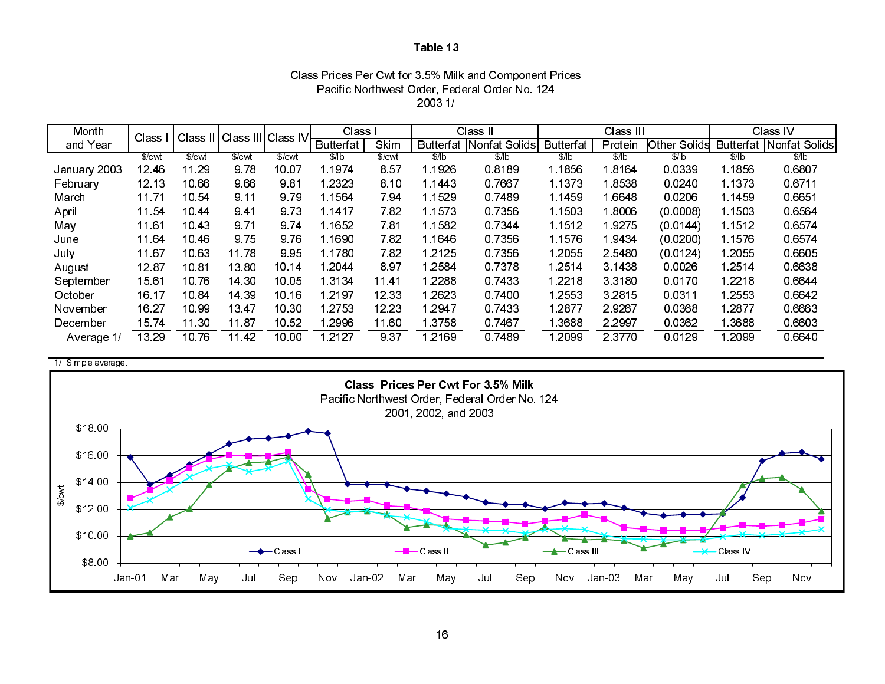**Table 13**

Class Prices Per Cwt for 3.5% Milk and Component Prices
Pacific Northwest Order, Federal Order No. 124
2003 1/

| Month and Year | Class I | Class II | Class III | Class IV | Class I | | Class II | | Class III | | | Class IV | |
|---|---|---|---|---|---|---|---|---|---|---|---|---|---|
| | | | | | Butterfat | Skim | Butterfat | Nonfat Solids | Butterfat | Protein | Other Solids | Butterfat | Nonfat Solids |
| | $/cwt | $/cwt | $/cwt | $/cwt | $/lb | $/cwt | $/lb | $/lb | $/lb | $/lb | $/lb | $/lb | $/lb |
| January 2003 | 12.46 | 11.29 | 9.78 | 10.07 | 1.1974 | 8.57 | 1.1926 | 0.8189 | 1.1856 | 1.8164 | 0.0339 | 1.1856 | 0.6807 |
| February | 12.13 | 10.66 | 9.66 | 9.81 | 1.2323 | 8.10 | 1.1443 | 0.7667 | 1.1373 | 1.8538 | 0.0240 | 1.1373 | 0.6711 |
| March | 11.71 | 10.54 | 9.11 | 9.79 | 1.1564 | 7.94 | 1.1529 | 0.7489 | 1.1459 | 1.6648 | 0.0206 | 1.1459 | 0.6651 |
| April | 11.54 | 10.44 | 9.41 | 9.73 | 1.1417 | 7.82 | 1.1573 | 0.7356 | 1.1503 | 1.8006 | (0.0008) | 1.1503 | 0.6564 |
| May | 11.61 | 10.43 | 9.71 | 9.74 | 1.1652 | 7.81 | 1.1582 | 0.7344 | 1.1512 | 1.9275 | (0.0144) | 1.1512 | 0.6574 |
| June | 11.64 | 10.46 | 9.75 | 9.76 | 1.1690 | 7.82 | 1.1646 | 0.7356 | 1.1576 | 1.9434 | (0.0200) | 1.1576 | 0.6574 |
| July | 11.67 | 10.63 | 11.78 | 9.95 | 1.1780 | 7.82 | 1.2125 | 0.7356 | 1.2055 | 2.5480 | (0.0124) | 1.2055 | 0.6605 |
| August | 12.87 | 10.81 | 13.80 | 10.14 | 1.2044 | 8.97 | 1.2584 | 0.7378 | 1.2514 | 3.1438 | 0.0026 | 1.2514 | 0.6638 |
| September | 15.61 | 10.76 | 14.30 | 10.05 | 1.3134 | 11.41 | 1.2288 | 0.7433 | 1.2218 | 3.3180 | 0.0170 | 1.2218 | 0.6644 |
| October | 16.17 | 10.84 | 14.39 | 10.16 | 1.2197 | 12.33 | 1.2623 | 0.7400 | 1.2553 | 3.2815 | 0.0311 | 1.2553 | 0.6642 |
| November | 16.27 | 10.99 | 13.47 | 10.30 | 1.2753 | 12.23 | 1.2947 | 0.7433 | 1.2877 | 2.9267 | 0.0368 | 1.2877 | 0.6663 |
| December | 15.74 | 11.30 | 11.87 | 10.52 | 1.2996 | 11.60 | 1.3758 | 0.7467 | 1.3688 | 2.2997 | 0.0362 | 1.3688 | 0.6603 |
| Average 1/ | 13.29 | 10.76 | 11.42 | 10.00 | 1.2127 | 9.37 | 1.2169 | 0.7489 | 1.2099 | 2.3770 | 0.0129 | 1.2099 | 0.6640 |

1/ Simple average.

**Class Prices Per Cwt For 3.5% Milk**
Pacific Northwest Order, Federal Order No. 124
2001, 2002, and 2003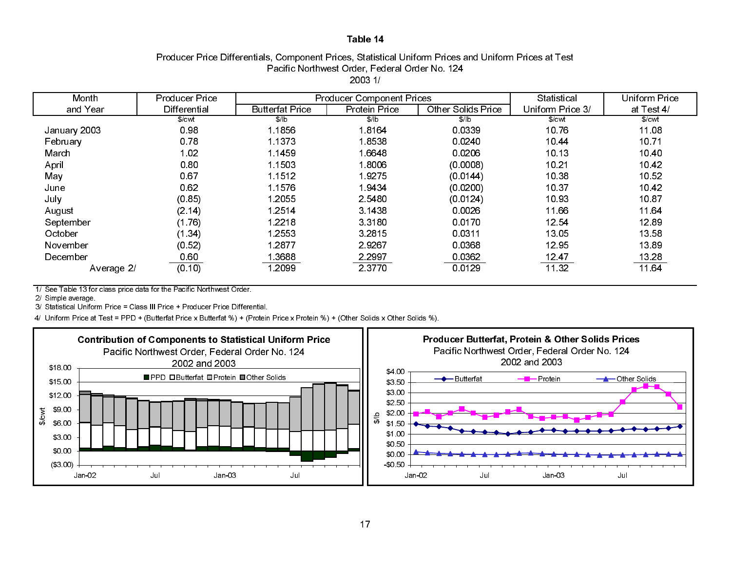# Table 14

Producer Price Differentials, Component Prices, Statistical Uniform Prices and Uniform Prices at Test
Pacific Northwest Order, Federal Order No. 124
2003 1/

| Month and Year | Producer Price Differential | Producer Component Prices | | | Statistical Uniform Price 3/ | Uniform Price at Test 4/ |
|---|---|---|---|---|---|---|
| | | Butterfat Price | Protein Price | Other Solids Price | | |
| | $/cwt | $/lb | $/lb | $/lb | $/cwt | $/cwt |
| January 2003 | 0.98 | 1.1856 | 1.8164 | 0.0339 | 10.76 | 11.08 |
| February | 0.78 | 1.1373 | 1.8538 | 0.0240 | 10.44 | 10.71 |
| March | 1.02 | 1.1459 | 1.6648 | 0.0206 | 10.13 | 10.40 |
| April | 0.80 | 1.1503 | 1.8006 | (0.0008) | 10.21 | 10.42 |
| May | 0.67 | 1.1512 | 1.9275 | (0.0144) | 10.38 | 10.52 |
| June | 0.62 | 1.1576 | 1.9434 | (0.0200) | 10.37 | 10.42 |
| July | (0.85) | 1.2055 | 2.5480 | (0.0124) | 10.93 | 10.87 |
| August | (2.14) | 1.2514 | 3.1438 | 0.0026 | 11.66 | 11.64 |
| September | (1.76) | 1.2218 | 3.3180 | 0.0170 | 12.54 | 12.89 |
| October | (1.34) | 1.2553 | 3.2815 | 0.0311 | 13.05 | 13.58 |
| November | (0.52) | 1.2877 | 2.9267 | 0.0368 | 12.95 | 13.89 |
| December | 0.60 | 1.3688 | 2.2997 | 0.0362 | 12.47 | 13.28 |
| Average 2/ | (0.10) | 1.2099 | 2.3770 | 0.0129 | 11.32 | 11.64 |

1/ See Table 13 for class price data for the Pacific Northwest Order.

2/ Simple average.

3/ Statistical Uniform Price = Class III Price + Producer Price Differential.

4/ Uniform Price at Test = PPD + (Butterfat Price x Butterfat %) + (Protein Price x Protein %) + (Other Solids x Other Solids %).

**Contribution of Components to Statistical Uniform Price**
Pacific Northwest Order, Federal Order No. 124
2002 and 2003

**Producer Butterfat, Protein & Other Solids Prices**
Pacific Northwest Order, Federal Order No. 124
2002 and 2003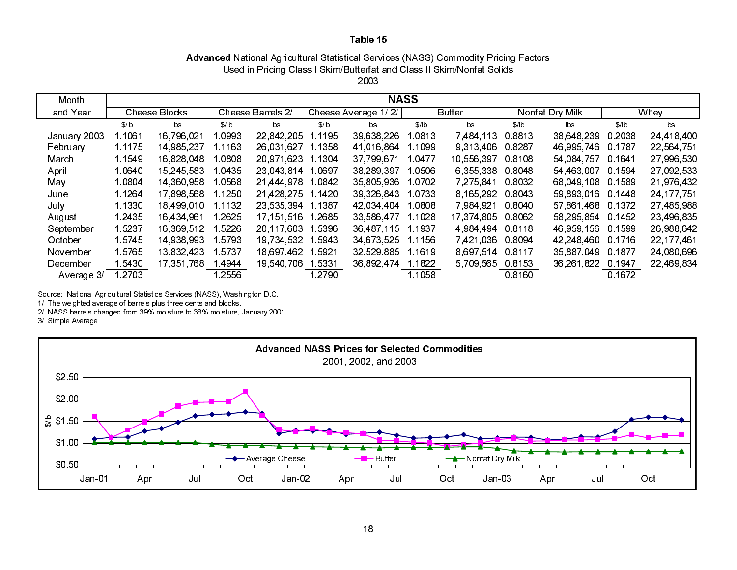# Table 15

**Advanced** National Agricultural Statistical Services (NASS) Commodity Pricing Factors
Used in Pricing Class I Skim/Butterfat and Class II Skim/Nonfat Solids
2003

| Month and Year | NASS | | | | | | | | | | | |
|---|---|---|---|---|---|---|---|---|---|---|---|---|
| | Cheese Blocks | | Cheese Barrels 2/ | | Cheese Average 1/ 2/ | | Butter | | Nonfat Dry Milk | | Whey | |
| | $/lb | lbs | $/lb | lbs | $/lb | lbs | $/lb | lbs | $/lb | lbs | $/lb | lbs |
| January 2003 | 1.1061 | 16,796,021 | 1.0993 | 22,842,205 | 1.1195 | 39,638,226 | 1.0813 | 7,484,113 | 0.8813 | 38,648,239 | 0.2038 | 24,418,400 |
| February | 1.1175 | 14,985,237 | 1.1163 | 26,031,627 | 1.1358 | 41,016,864 | 1.1099 | 9,313,406 | 0.8287 | 46,995,746 | 0.1787 | 22,564,751 |
| March | 1.1549 | 16,828,048 | 1.0808 | 20,971,623 | 1.1304 | 37,799,671 | 1.0477 | 10,556,397 | 0.8108 | 54,084,757 | 0.1641 | 27,996,530 |
| April | 1.0640 | 15,245,583 | 1.0435 | 23,043,814 | 1.0697 | 38,289,397 | 1.0506 | 6,355,338 | 0.8048 | 54,463,007 | 0.1594 | 27,092,533 |
| May | 1.0804 | 14,360,958 | 1.0568 | 21,444,978 | 1.0842 | 35,805,936 | 1.0702 | 7,275,841 | 0.8032 | 68,049,108 | 0.1589 | 21,976,432 |
| June | 1.1264 | 17,898,568 | 1.1250 | 21,428,275 | 1.1420 | 39,326,843 | 1.0733 | 8,165,292 | 0.8043 | 59,893,016 | 0.1448 | 24,177,751 |
| July | 1.1330 | 18,499,010 | 1.1132 | 23,535,394 | 1.1387 | 42,034,404 | 1.0808 | 7,984,921 | 0.8040 | 57,861,468 | 0.1372 | 27,485,988 |
| August | 1.2435 | 16,434,961 | 1.2625 | 17,151,516 | 1.2685 | 33,586,477 | 1.1028 | 17,374,805 | 0.8062 | 58,295,854 | 0.1452 | 23,496,835 |
| September | 1.5237 | 16,369,512 | 1.5226 | 20,117,603 | 1.5396 | 36,487,115 | 1.1937 | 4,984,494 | 0.8118 | 46,959,156 | 0.1599 | 26,988,642 |
| October | 1.5745 | 14,938,993 | 1.5793 | 19,734,532 | 1.5943 | 34,673,525 | 1.1156 | 7,421,036 | 0.8094 | 42,248,460 | 0.1716 | 22,177,461 |
| November | 1.5765 | 13,832,423 | 1.5737 | 18,697,462 | 1.5921 | 32,529,885 | 1.1619 | 8,697,514 | 0.8117 | 35,887,049 | 0.1877 | 24,080,696 |
| December | 1.5430 | 17,351,768 | 1.4944 | 19,540,706 | 1.5331 | 36,892,474 | 1.1822 | 5,709,565 | 0.8153 | 36,261,822 | 0.1947 | 22,469,834 |
| Average 3/ | 1.2703 | | 1.2556 | | 1.2790 | | 1.1058 | | 0.8160 | | 0.1672 | |

Source: National Agricultural Statistics Services (NASS), Washington D.C.
1/ The weighted average of barrels plus three cents and blocks.
2/ NASS barrels changed from 39% moisture to 38% moisture, January 2001.
3/ Simple Average.

**Advanced NASS Prices for Selected Commodities**
2001, 2002, and 2003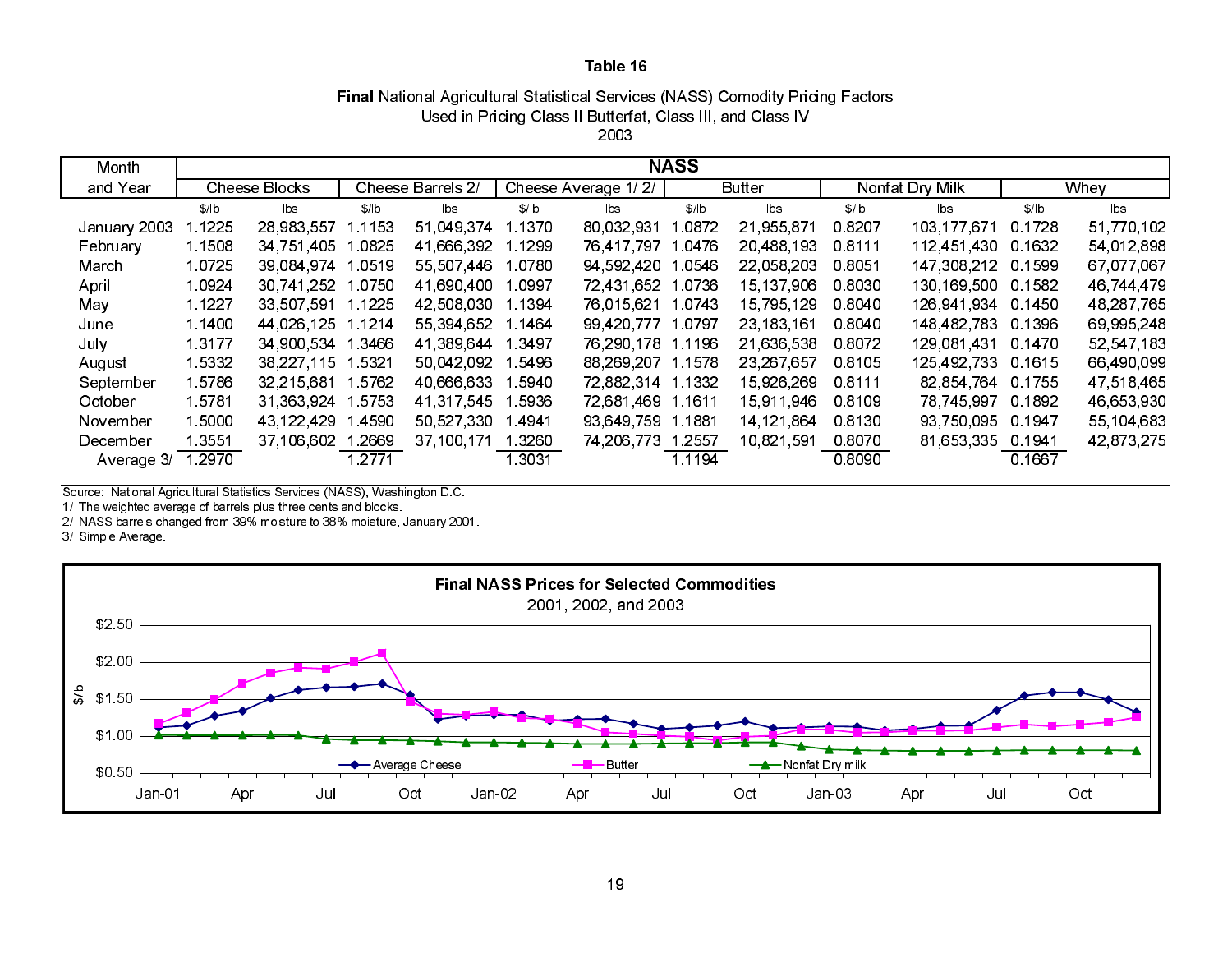# Table 16

**Final** National Agricultural Statistical Services (NASS) Comodity Pricing Factors
Used in Pricing Class II Butterfat, Class III, and Class IV
2003

| Month and Year | NASS | | | | | | | | | | | |
|---|---|---|---|---|---|---|---|---|---|---|---|---|
| | Cheese Blocks | | Cheese Barrels 2/ | | Cheese Average 1/ 2/ | | Butter | | Nonfat Dry Milk | | Whey | |
| | $/lb | lbs | $/lb | lbs | $/lb | lbs | $/lb | lbs | $/lb | lbs | $/lb | lbs |
| January 2003 | 1.1225 | 28,983,557 | 1.1153 | 51,049,374 | 1.1370 | 80,032,931 | 1.0872 | 21,955,871 | 0.8207 | 103,177,671 | 0.1728 | 51,770,102 |
| February | 1.1508 | 34,751,405 | 1.0825 | 41,666,392 | 1.1299 | 76,417,797 | 1.0476 | 20,488,193 | 0.8111 | 112,451,430 | 0.1632 | 54,012,898 |
| March | 1.0725 | 39,084,974 | 1.0519 | 55,507,446 | 1.0780 | 94,592,420 | 1.0546 | 22,058,203 | 0.8051 | 147,308,212 | 0.1599 | 67,077,067 |
| April | 1.0924 | 30,741,252 | 1.0750 | 41,690,400 | 1.0997 | 72,431,652 | 1.0736 | 15,137,906 | 0.8030 | 130,169,500 | 0.1582 | 46,744,479 |
| May | 1.1227 | 33,507,591 | 1.1225 | 42,508,030 | 1.1394 | 76,015,621 | 1.0743 | 15,795,129 | 0.8040 | 126,941,934 | 0.1450 | 48,287,765 |
| June | 1.1400 | 44,026,125 | 1.1214 | 55,394,652 | 1.1464 | 99,420,777 | 1.0797 | 23,183,161 | 0.8040 | 148,482,783 | 0.1396 | 69,995,248 |
| July | 1.3177 | 34,900,534 | 1.3466 | 41,389,644 | 1.3497 | 76,290,178 | 1.1196 | 21,636,538 | 0.8072 | 129,081,431 | 0.1470 | 52,547,183 |
| August | 1.5332 | 38,227,115 | 1.5321 | 50,042,092 | 1.5496 | 88,269,207 | 1.1578 | 23,267,657 | 0.8105 | 125,492,733 | 0.1615 | 66,490,099 |
| September | 1.5786 | 32,215,681 | 1.5762 | 40,666,633 | 1.5940 | 72,882,314 | 1.1332 | 15,926,269 | 0.8111 | 82,854,764 | 0.1755 | 47,518,465 |
| October | 1.5781 | 31,363,924 | 1.5753 | 41,317,545 | 1.5936 | 72,681,469 | 1.1611 | 15,911,946 | 0.8109 | 78,745,997 | 0.1892 | 46,653,930 |
| November | 1.5000 | 43,122,429 | 1.4590 | 50,527,330 | 1.4941 | 93,649,759 | 1.1881 | 14,121,864 | 0.8130 | 93,750,095 | 0.1947 | 55,104,683 |
| December | 1.3551 | 37,106,602 | 1.2669 | 37,100,171 | 1.3260 | 74,206,773 | 1.2557 | 10,821,591 | 0.8070 | 81,653,335 | 0.1941 | 42,873,275 |
| Average 3/ | 1.2970 | | 1.2771 | | 1.3031 | | 1.1194 | | 0.8090 | | 0.1667 | |

Source: National Agricultural Statistics Services (NASS), Washington D.C.
1/ The weighted average of barrels plus three cents and blocks.
2/ NASS barrels changed from 39% moisture to 38% moisture, January 2001.
3/ Simple Average.

**Final NASS Prices for Selected Commodities**
2001, 2002, and 2003

$/lb
$2.50
$2.00
$1.50
$1.00
$0.50
Jan-01
Apr
Jul
Oct
Jan-02
Apr
Jul
Oct
Jan-03
Apr
Jul
Oct
Average Cheese
Butter
Nonfat Dry milk